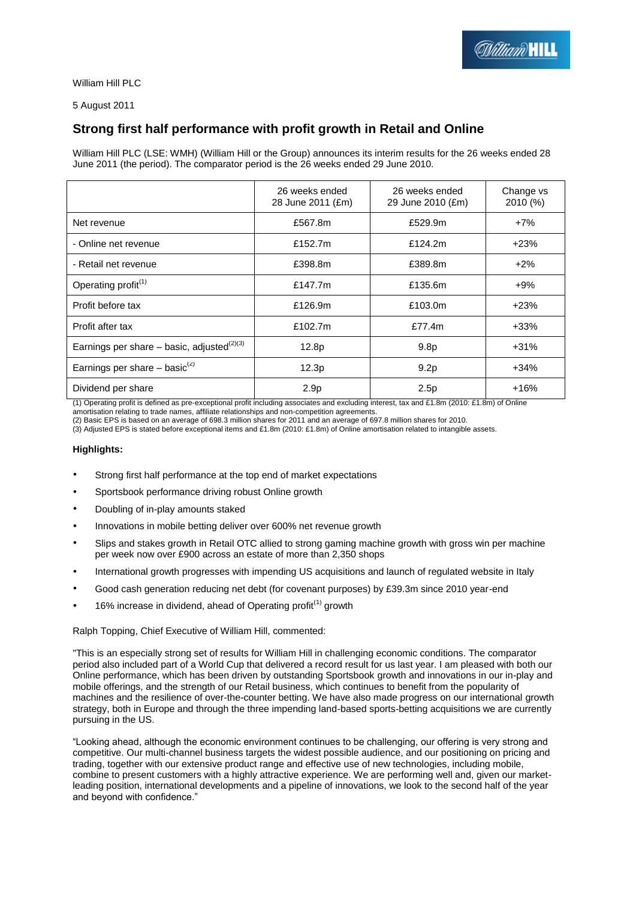William Hill PLC

5 August 2011

# Strong first half performance with profit growth in Retail and Online

William Hill PLC (LSE: WMH) (William Hill or the Group) announces its interim results for the 26 weeks ended 28 June 2011 (the period). The comparator period is the 26 weeks ended 29 June 2010.

| | 26 weeks ended 28 June 2011 (£m) | 26 weeks ended 29 June 2010 (£m) | Change vs 2010 (%) |
|---|---|---|---|
| Net revenue | £567.8m | £529.9m | +7% |
| - Online net revenue | £152.7m | £124.2m | +23% |
| - Retail net revenue | £398.8m | £389.8m | +2% |
| Operating profit[(1)] | £147.7m | £135.6m | +9% |
| Profit before tax | £126.9m | £103.0m | +23% |
| Profit after tax | £102.7m | £77.4m | +33% |
| Earnings per share – basic, adjusted[(2)(3)] | 12.8p | 9.8p | +31% |
| Earnings per share – basic[(2)] | 12.3p | 9.2p | +34% |
| Dividend per share | 2.9p | 2.5p | +16% |

(1) Operating profit is defined as pre-exceptional profit including associates and excluding interest, tax and £1.8m (2010: £1.8m) of Online amortisation relating to trade names, affiliate relationships and non-competition agreements.
(2) Basic EPS is based on an average of 698.3 million shares for 2011 and an average of 697.8 million shares for 2010.
(3) Adjusted EPS is stated before exceptional items and £1.8m (2010: £1.8m) of Online amortisation related to intangible assets.

**Highlights:**

- Strong first half performance at the top end of market expectations
- Sportsbook performance driving robust Online growth
- Doubling of in-play amounts staked
- Innovations in mobile betting deliver over 600% net revenue growth
- Slips and stakes growth in Retail OTC allied to strong gaming machine growth with gross win per machine per week now over £900 across an estate of more than 2,350 shops
- International growth progresses with impending US acquisitions and launch of regulated website in Italy
- Good cash generation reducing net debt (for covenant purposes) by £39.3m since 2010 year-end
- 16% increase in dividend, ahead of Operating profit[(1)] growth

Ralph Topping, Chief Executive of William Hill, commented:

"This is an especially strong set of results for William Hill in challenging economic conditions. The comparator period also included part of a World Cup that delivered a record result for us last year. I am pleased with both our Online performance, which has been driven by outstanding Sportsbook growth and innovations in our in-play and mobile offerings, and the strength of our Retail business, which continues to benefit from the popularity of machines and the resilience of over-the-counter betting. We have also made progress on our international growth strategy, both in Europe and through the three impending land-based sports-betting acquisitions we are currently pursuing in the US.

"Looking ahead, although the economic environment continues to be challenging, our offering is very strong and competitive. Our multi-channel business targets the widest possible audience, and our positioning on pricing and trading, together with our extensive product range and effective use of new technologies, including mobile, combine to present customers with a highly attractive experience. We are performing well and, given our market-leading position, international developments and a pipeline of innovations, we look to the second half of the year and beyond with confidence."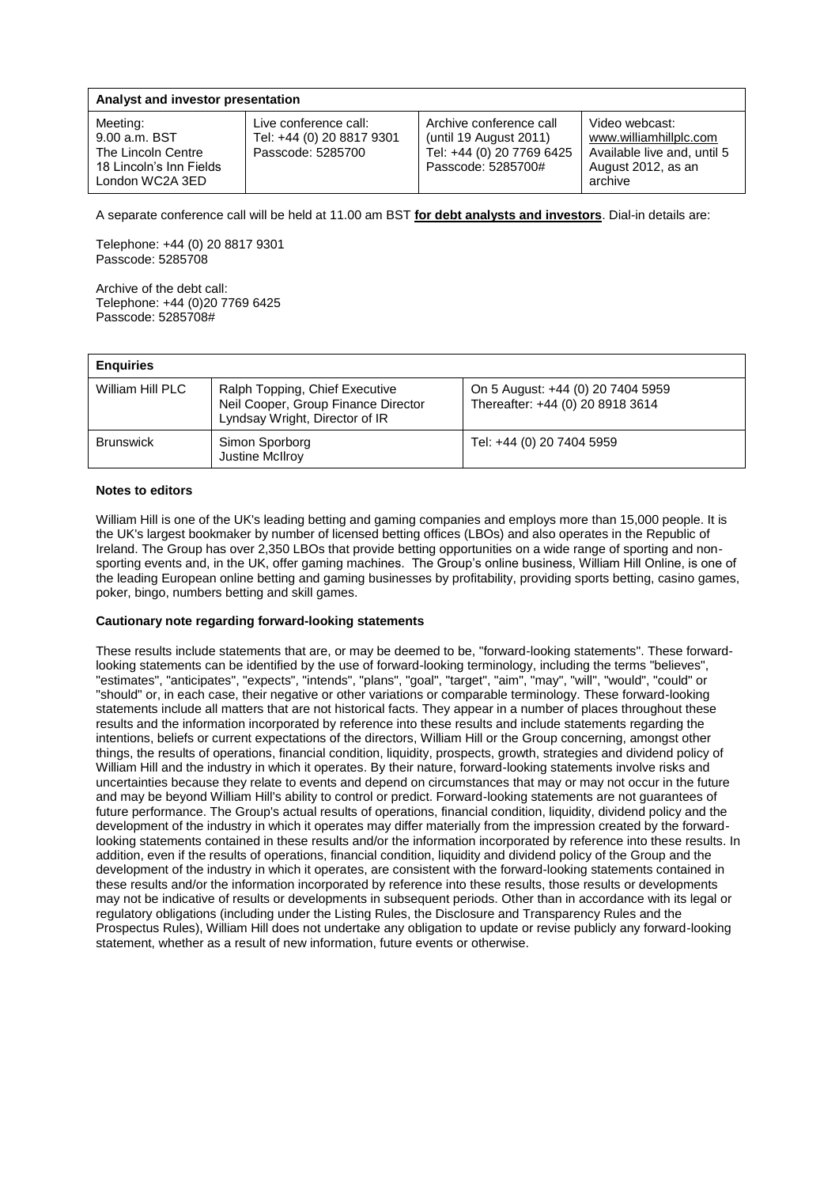| Analyst and investor presentation | | | |
|---|---|---|---|
| Meeting:<br>9.00 a.m. BST<br>The Lincoln Centre<br>18 Lincoln's Inn Fields<br>London WC2A 3ED | Live conference call:<br>Tel: +44 (0) 20 8817 9301<br>Passcode: 5285700 | Archive conference call<br>(until 19 August 2011)<br>Tel: +44 (0) 20 7769 6425<br>Passcode: 5285700# | Video webcast:<br>www.williamhillplc.com<br>Available live and, until 5 August 2012, as an archive |

A separate conference call will be held at 11.00 am BST **for debt analysts and investors**. Dial-in details are:

Telephone: +44 (0) 20 8817 9301
Passcode: 5285708

Archive of the debt call:
Telephone: +44 (0)20 7769 6425
Passcode: 5285708#

| Enquiries | | |
|---|---|---|
| William Hill PLC | Ralph Topping, Chief Executive<br>Neil Cooper, Group Finance Director<br>Lyndsay Wright, Director of IR | On 5 August: +44 (0) 20 7404 5959<br>Thereafter: +44 (0) 20 8918 3614 |
| Brunswick | Simon Sporborg<br>Justine McIlroy | Tel: +44 (0) 20 7404 5959 |

**Notes to editors**

William Hill is one of the UK's leading betting and gaming companies and employs more than 15,000 people. It is the UK's largest bookmaker by number of licensed betting offices (LBOs) and also operates in the Republic of Ireland. The Group has over 2,350 LBOs that provide betting opportunities on a wide range of sporting and non-sporting events and, in the UK, offer gaming machines. The Group's online business, William Hill Online, is one of the leading European online betting and gaming businesses by profitability, providing sports betting, casino games, poker, bingo, numbers betting and skill games.

**Cautionary note regarding forward-looking statements**

These results include statements that are, or may be deemed to be, "forward-looking statements". These forward-looking statements can be identified by the use of forward-looking terminology, including the terms "believes", "estimates", "anticipates", "expects", "intends", "plans", "goal", "target", "aim", "may", "will", "would", "could" or "should" or, in each case, their negative or other variations or comparable terminology. These forward-looking statements include all matters that are not historical facts. They appear in a number of places throughout these results and the information incorporated by reference into these results and include statements regarding the intentions, beliefs or current expectations of the directors, William Hill or the Group concerning, amongst other things, the results of operations, financial condition, liquidity, prospects, growth, strategies and dividend policy of William Hill and the industry in which it operates. By their nature, forward-looking statements involve risks and uncertainties because they relate to events and depend on circumstances that may or may not occur in the future and may be beyond William Hill's ability to control or predict. Forward-looking statements are not guarantees of future performance. The Group's actual results of operations, financial condition, liquidity, dividend policy and the development of the industry in which it operates may differ materially from the impression created by the forward-looking statements contained in these results and/or the information incorporated by reference into these results. In addition, even if the results of operations, financial condition, liquidity and dividend policy of the Group and the development of the industry in which it operates, are consistent with the forward-looking statements contained in these results and/or the information incorporated by reference into these results, those results or developments may not be indicative of results or developments in subsequent periods. Other than in accordance with its legal or regulatory obligations (including under the Listing Rules, the Disclosure and Transparency Rules and the Prospectus Rules), William Hill does not undertake any obligation to update or revise publicly any forward-looking statement, whether as a result of new information, future events or otherwise.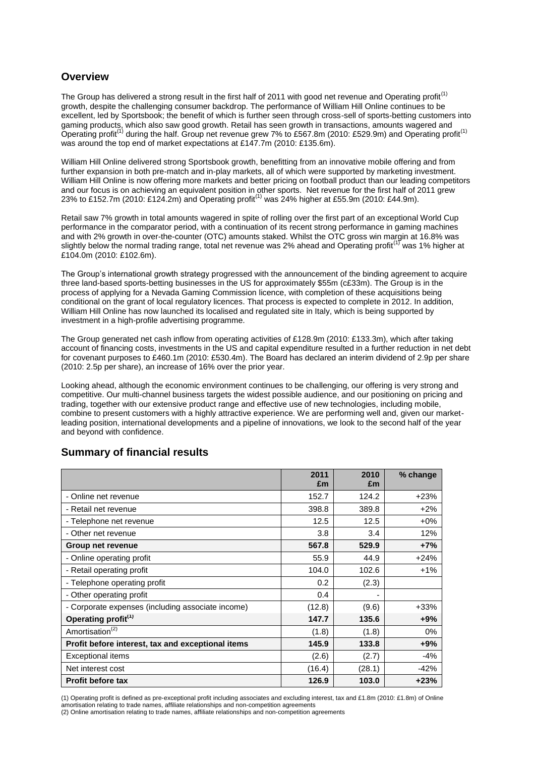## Overview

The Group has delivered a strong result in the first half of 2011 with good net revenue and Operating profit[(1)] growth, despite the challenging consumer backdrop. The performance of William Hill Online continues to be excellent, led by Sportsbook; the benefit of which is further seen through cross-sell of sports-betting customers into gaming products, which also saw good growth. Retail has seen growth in transactions, amounts wagered and Operating profit[(1)] during the half. Group net revenue grew 7% to £567.8m (2010: £529.9m) and Operating profit[(1)] was around the top end of market expectations at £147.7m (2010: £135.6m).

William Hill Online delivered strong Sportsbook growth, benefitting from an innovative mobile offering and from further expansion in both pre-match and in-play markets, all of which were supported by marketing investment. William Hill Online is now offering more markets and better pricing on football product than our leading competitors and our focus is on achieving an equivalent position in other sports. Net revenue for the first half of 2011 grew 23% to £152.7m (2010: £124.2m) and Operating profit[(1)] was 24% higher at £55.9m (2010: £44.9m).

Retail saw 7% growth in total amounts wagered in spite of rolling over the first part of an exceptional World Cup performance in the comparator period, with a continuation of its recent strong performance in gaming machines and with 2% growth in over-the-counter (OTC) amounts staked. Whilst the OTC gross win margin at 16.8% was slightly below the normal trading range, total net revenue was 2% ahead and Operating profit[(1)] was 1% higher at £104.0m (2010: £102.6m).

The Group's international growth strategy progressed with the announcement of the binding agreement to acquire three land-based sports-betting businesses in the US for approximately $55m (c£33m). The Group is in the process of applying for a Nevada Gaming Commission licence, with completion of these acquisitions being conditional on the grant of local regulatory licences. That process is expected to complete in 2012. In addition, William Hill Online has now launched its localised and regulated site in Italy, which is being supported by investment in a high-profile advertising programme.

The Group generated net cash inflow from operating activities of £128.9m (2010: £133.3m), which after taking account of financing costs, investments in the US and capital expenditure resulted in a further reduction in net debt for covenant purposes to £460.1m (2010: £530.4m). The Board has declared an interim dividend of 2.9p per share (2010: 2.5p per share), an increase of 16% over the prior year.

Looking ahead, although the economic environment continues to be challenging, our offering is very strong and competitive. Our multi-channel business targets the widest possible audience, and our positioning on pricing and trading, together with our extensive product range and effective use of new technologies, including mobile, combine to present customers with a highly attractive experience. We are performing well and, given our market-leading position, international developments and a pipeline of innovations, we look to the second half of the year and beyond with confidence.

## Summary of financial results

| | 2011 £m | 2010 £m | % change |
|---|---|---|---|
| - Online net revenue | 152.7 | 124.2 | +23% |
| - Retail net revenue | 398.8 | 389.8 | +2% |
| - Telephone net revenue | 12.5 | 12.5 | +0% |
| - Other net revenue | 3.8 | 3.4 | 12% |
| **Group net revenue** | **567.8** | **529.9** | **+7%** |
| - Online operating profit | 55.9 | 44.9 | +24% |
| - Retail operating profit | 104.0 | 102.6 | +1% |
| - Telephone operating profit | 0.2 | (2.3) | |
| - Other operating profit | 0.4 | - | |
| - Corporate expenses (including associate income) | (12.8) | (9.6) | +33% |
| **Operating profit[(1)]** | **147.7** | **135.6** | **+9%** |
| Amortisation[(2)] | (1.8) | (1.8) | 0% |
| **Profit before interest, tax and exceptional items** | **145.9** | **133.8** | **+9%** |
| Exceptional items | (2.6) | (2.7) | -4% |
| Net interest cost | (16.4) | (28.1) | -42% |
| **Profit before tax** | **126.9** | **103.0** | **+23%** |

(1) Operating profit is defined as pre-exceptional profit including associates and excluding interest, tax and £1.8m (2010: £1.8m) of Online amortisation relating to trade names, affiliate relationships and non-competition agreements
(2) Online amortisation relating to trade names, affiliate relationships and non-competition agreements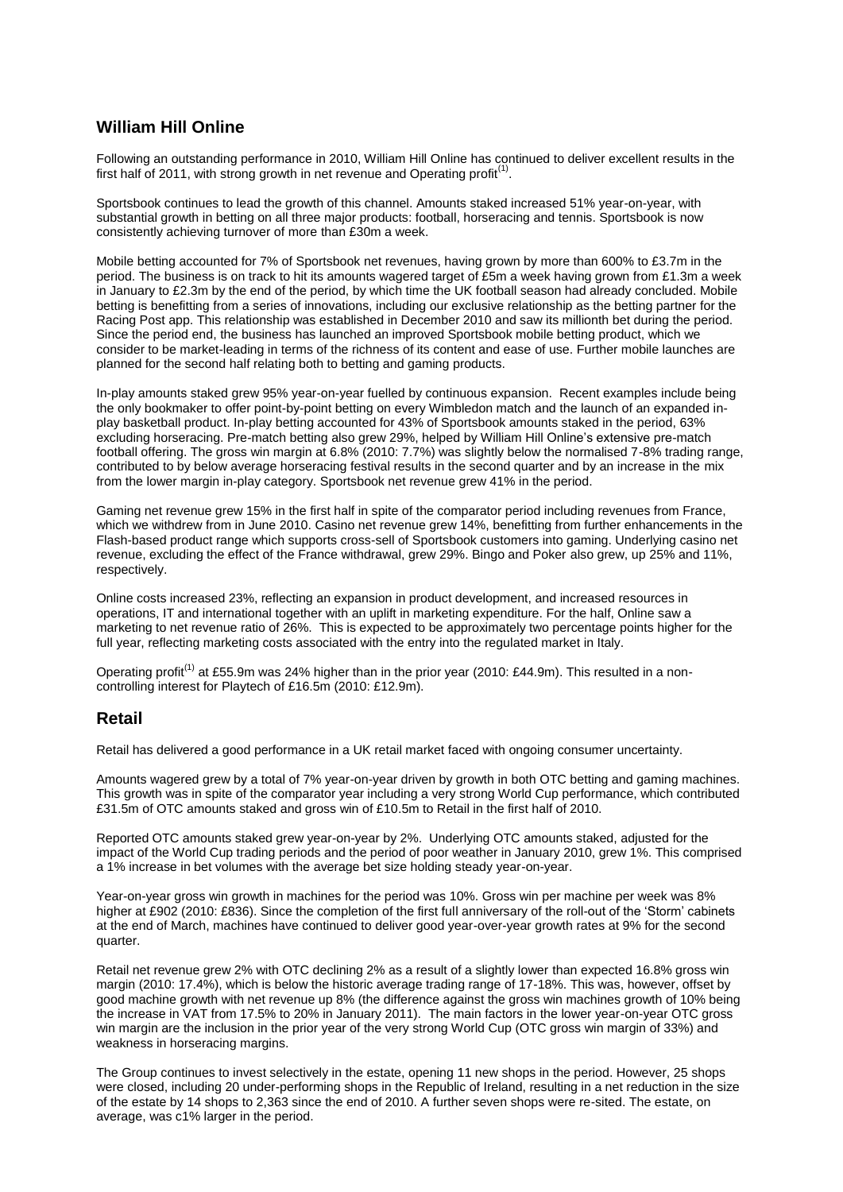## William Hill Online

Following an outstanding performance in 2010, William Hill Online has continued to deliver excellent results in the first half of 2011, with strong growth in net revenue and Operating profit[1].

Sportsbook continues to lead the growth of this channel. Amounts staked increased 51% year-on-year, with substantial growth in betting on all three major products: football, horseracing and tennis. Sportsbook is now consistently achieving turnover of more than £30m a week.

Mobile betting accounted for 7% of Sportsbook net revenues, having grown by more than 600% to £3.7m in the period. The business is on track to hit its amounts wagered target of £5m a week having grown from £1.3m a week in January to £2.3m by the end of the period, by which time the UK football season had already concluded. Mobile betting is benefitting from a series of innovations, including our exclusive relationship as the betting partner for the Racing Post app. This relationship was established in December 2010 and saw its millionth bet during the period. Since the period end, the business has launched an improved Sportsbook mobile betting product, which we consider to be market-leading in terms of the richness of its content and ease of use. Further mobile launches are planned for the second half relating both to betting and gaming products.

In-play amounts staked grew 95% year-on-year fuelled by continuous expansion. Recent examples include being the only bookmaker to offer point-by-point betting on every Wimbledon match and the launch of an expanded in-play basketball product. In-play betting accounted for 43% of Sportsbook amounts staked in the period, 63% excluding horseracing. Pre-match betting also grew 29%, helped by William Hill Online's extensive pre-match football offering. The gross win margin at 6.8% (2010: 7.7%) was slightly below the normalised 7-8% trading range, contributed to by below average horseracing festival results in the second quarter and by an increase in the mix from the lower margin in-play category. Sportsbook net revenue grew 41% in the period.

Gaming net revenue grew 15% in the first half in spite of the comparator period including revenues from France, which we withdrew from in June 2010. Casino net revenue grew 14%, benefitting from further enhancements in the Flash-based product range which supports cross-sell of Sportsbook customers into gaming. Underlying casino net revenue, excluding the effect of the France withdrawal, grew 29%. Bingo and Poker also grew, up 25% and 11%, respectively.

Online costs increased 23%, reflecting an expansion in product development, and increased resources in operations, IT and international together with an uplift in marketing expenditure. For the half, Online saw a marketing to net revenue ratio of 26%. This is expected to be approximately two percentage points higher for the full year, reflecting marketing costs associated with the entry into the regulated market in Italy.

Operating profit[1] at £55.9m was 24% higher than in the prior year (2010: £44.9m). This resulted in a non-controlling interest for Playtech of £16.5m (2010: £12.9m).

## Retail

Retail has delivered a good performance in a UK retail market faced with ongoing consumer uncertainty.

Amounts wagered grew by a total of 7% year-on-year driven by growth in both OTC betting and gaming machines. This growth was in spite of the comparator year including a very strong World Cup performance, which contributed £31.5m of OTC amounts staked and gross win of £10.5m to Retail in the first half of 2010.

Reported OTC amounts staked grew year-on-year by 2%. Underlying OTC amounts staked, adjusted for the impact of the World Cup trading periods and the period of poor weather in January 2010, grew 1%. This comprised a 1% increase in bet volumes with the average bet size holding steady year-on-year.

Year-on-year gross win growth in machines for the period was 10%. Gross win per machine per week was 8% higher at £902 (2010: £836). Since the completion of the first full anniversary of the roll-out of the 'Storm' cabinets at the end of March, machines have continued to deliver good year-over-year growth rates at 9% for the second quarter.

Retail net revenue grew 2% with OTC declining 2% as a result of a slightly lower than expected 16.8% gross win margin (2010: 17.4%), which is below the historic average trading range of 17-18%. This was, however, offset by good machine growth with net revenue up 8% (the difference against the gross win machines growth of 10% being the increase in VAT from 17.5% to 20% in January 2011). The main factors in the lower year-on-year OTC gross win margin are the inclusion in the prior year of the very strong World Cup (OTC gross win margin of 33%) and weakness in horseracing margins.

The Group continues to invest selectively in the estate, opening 11 new shops in the period. However, 25 shops were closed, including 20 under-performing shops in the Republic of Ireland, resulting in a net reduction in the size of the estate by 14 shops to 2,363 since the end of 2010. A further seven shops were re-sited. The estate, on average, was c1% larger in the period.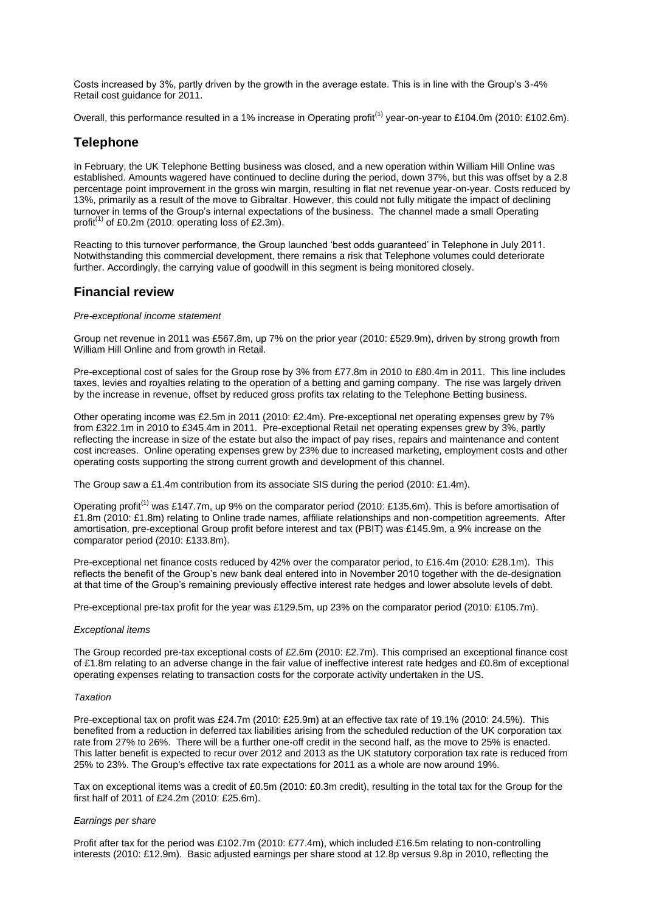Costs increased by 3%, partly driven by the growth in the average estate. This is in line with the Group's 3-4% Retail cost guidance for 2011.

Overall, this performance resulted in a 1% increase in Operating profit[1] year-on-year to £104.0m (2010: £102.6m).

## Telephone

In February, the UK Telephone Betting business was closed, and a new operation within William Hill Online was established. Amounts wagered have continued to decline during the period, down 37%, but this was offset by a 2.8 percentage point improvement in the gross win margin, resulting in flat net revenue year-on-year. Costs reduced by 13%, primarily as a result of the move to Gibraltar. However, this could not fully mitigate the impact of declining turnover in terms of the Group's internal expectations of the business. The channel made a small Operating profit[1] of £0.2m (2010: operating loss of £2.3m).

Reacting to this turnover performance, the Group launched 'best odds guaranteed' in Telephone in July 2011. Notwithstanding this commercial development, there remains a risk that Telephone volumes could deteriorate further. Accordingly, the carrying value of goodwill in this segment is being monitored closely.

## Financial review

*Pre-exceptional income statement*

Group net revenue in 2011 was £567.8m, up 7% on the prior year (2010: £529.9m), driven by strong growth from William Hill Online and from growth in Retail.

Pre-exceptional cost of sales for the Group rose by 3% from £77.8m in 2010 to £80.4m in 2011. This line includes taxes, levies and royalties relating to the operation of a betting and gaming company. The rise was largely driven by the increase in revenue, offset by reduced gross profits tax relating to the Telephone Betting business.

Other operating income was £2.5m in 2011 (2010: £2.4m). Pre-exceptional net operating expenses grew by 7% from £322.1m in 2010 to £345.4m in 2011. Pre-exceptional Retail net operating expenses grew by 3%, partly reflecting the increase in size of the estate but also the impact of pay rises, repairs and maintenance and content cost increases. Online operating expenses grew by 23% due to increased marketing, employment costs and other operating costs supporting the strong current growth and development of this channel.

The Group saw a £1.4m contribution from its associate SIS during the period (2010: £1.4m).

Operating profit[1] was £147.7m, up 9% on the comparator period (2010: £135.6m). This is before amortisation of £1.8m (2010: £1.8m) relating to Online trade names, affiliate relationships and non-competition agreements. After amortisation, pre-exceptional Group profit before interest and tax (PBIT) was £145.9m, a 9% increase on the comparator period (2010: £133.8m).

Pre-exceptional net finance costs reduced by 42% over the comparator period, to £16.4m (2010: £28.1m). This reflects the benefit of the Group's new bank deal entered into in November 2010 together with the de-designation at that time of the Group's remaining previously effective interest rate hedges and lower absolute levels of debt.

Pre-exceptional pre-tax profit for the year was £129.5m, up 23% on the comparator period (2010: £105.7m).

*Exceptional items*

The Group recorded pre-tax exceptional costs of £2.6m (2010: £2.7m). This comprised an exceptional finance cost of £1.8m relating to an adverse change in the fair value of ineffective interest rate hedges and £0.8m of exceptional operating expenses relating to transaction costs for the corporate activity undertaken in the US.

*Taxation*

Pre-exceptional tax on profit was £24.7m (2010: £25.9m) at an effective tax rate of 19.1% (2010: 24.5%). This benefited from a reduction in deferred tax liabilities arising from the scheduled reduction of the UK corporation tax rate from 27% to 26%. There will be a further one-off credit in the second half, as the move to 25% is enacted. This latter benefit is expected to recur over 2012 and 2013 as the UK statutory corporation tax rate is reduced from 25% to 23%. The Group's effective tax rate expectations for 2011 as a whole are now around 19%.

Tax on exceptional items was a credit of £0.5m (2010: £0.3m credit), resulting in the total tax for the Group for the first half of 2011 of £24.2m (2010: £25.6m).

*Earnings per share*

Profit after tax for the period was £102.7m (2010: £77.4m), which included £16.5m relating to non-controlling interests (2010: £12.9m). Basic adjusted earnings per share stood at 12.8p versus 9.8p in 2010, reflecting the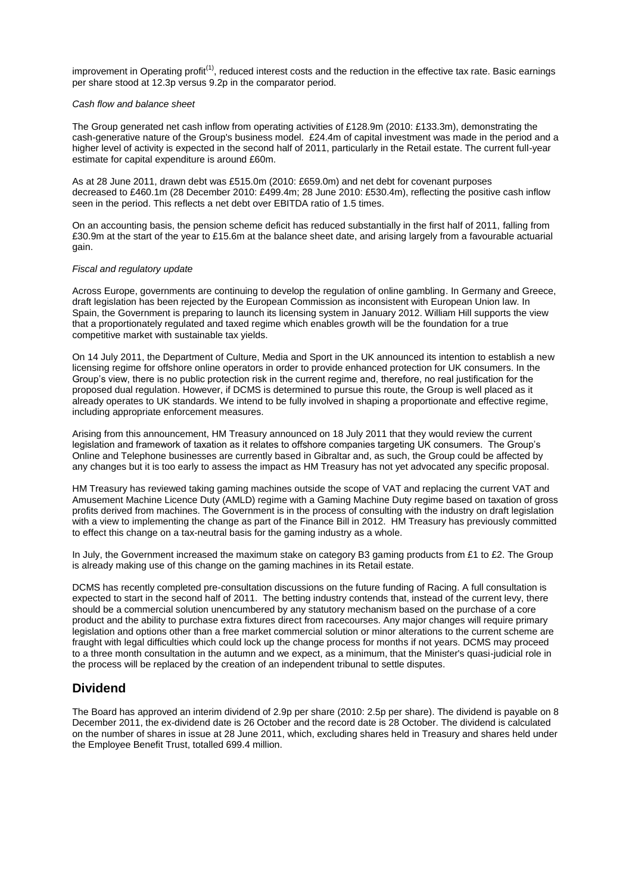improvement in Operating profit[1], reduced interest costs and the reduction in the effective tax rate. Basic earnings per share stood at 12.3p versus 9.2p in the comparator period.

*Cash flow and balance sheet*

The Group generated net cash inflow from operating activities of £128.9m (2010: £133.3m), demonstrating the cash-generative nature of the Group's business model. £24.4m of capital investment was made in the period and a higher level of activity is expected in the second half of 2011, particularly in the Retail estate. The current full-year estimate for capital expenditure is around £60m.

As at 28 June 2011, drawn debt was £515.0m (2010: £659.0m) and net debt for covenant purposes decreased to £460.1m (28 December 2010: £499.4m; 28 June 2010: £530.4m), reflecting the positive cash inflow seen in the period. This reflects a net debt over EBITDA ratio of 1.5 times.

On an accounting basis, the pension scheme deficit has reduced substantially in the first half of 2011, falling from £30.9m at the start of the year to £15.6m at the balance sheet date, and arising largely from a favourable actuarial gain.

*Fiscal and regulatory update*

Across Europe, governments are continuing to develop the regulation of online gambling. In Germany and Greece, draft legislation has been rejected by the European Commission as inconsistent with European Union law. In Spain, the Government is preparing to launch its licensing system in January 2012. William Hill supports the view that a proportionately regulated and taxed regime which enables growth will be the foundation for a true competitive market with sustainable tax yields.

On 14 July 2011, the Department of Culture, Media and Sport in the UK announced its intention to establish a new licensing regime for offshore online operators in order to provide enhanced protection for UK consumers. In the Group's view, there is no public protection risk in the current regime and, therefore, no real justification for the proposed dual regulation. However, if DCMS is determined to pursue this route, the Group is well placed as it already operates to UK standards. We intend to be fully involved in shaping a proportionate and effective regime, including appropriate enforcement measures.

Arising from this announcement, HM Treasury announced on 18 July 2011 that they would review the current legislation and framework of taxation as it relates to offshore companies targeting UK consumers. The Group's Online and Telephone businesses are currently based in Gibraltar and, as such, the Group could be affected by any changes but it is too early to assess the impact as HM Treasury has not yet advocated any specific proposal.

HM Treasury has reviewed taking gaming machines outside the scope of VAT and replacing the current VAT and Amusement Machine Licence Duty (AMLD) regime with a Gaming Machine Duty regime based on taxation of gross profits derived from machines. The Government is in the process of consulting with the industry on draft legislation with a view to implementing the change as part of the Finance Bill in 2012. HM Treasury has previously committed to effect this change on a tax-neutral basis for the gaming industry as a whole.

In July, the Government increased the maximum stake on category B3 gaming products from £1 to £2. The Group is already making use of this change on the gaming machines in its Retail estate.

DCMS has recently completed pre-consultation discussions on the future funding of Racing. A full consultation is expected to start in the second half of 2011. The betting industry contends that, instead of the current levy, there should be a commercial solution unencumbered by any statutory mechanism based on the purchase of a core product and the ability to purchase extra fixtures direct from racecourses. Any major changes will require primary legislation and options other than a free market commercial solution or minor alterations to the current scheme are fraught with legal difficulties which could lock up the change process for months if not years. DCMS may proceed to a three month consultation in the autumn and we expect, as a minimum, that the Minister's quasi-judicial role in the process will be replaced by the creation of an independent tribunal to settle disputes.

## Dividend

The Board has approved an interim dividend of 2.9p per share (2010: 2.5p per share). The dividend is payable on 8 December 2011, the ex-dividend date is 26 October and the record date is 28 October. The dividend is calculated on the number of shares in issue at 28 June 2011, which, excluding shares held in Treasury and shares held under the Employee Benefit Trust, totalled 699.4 million.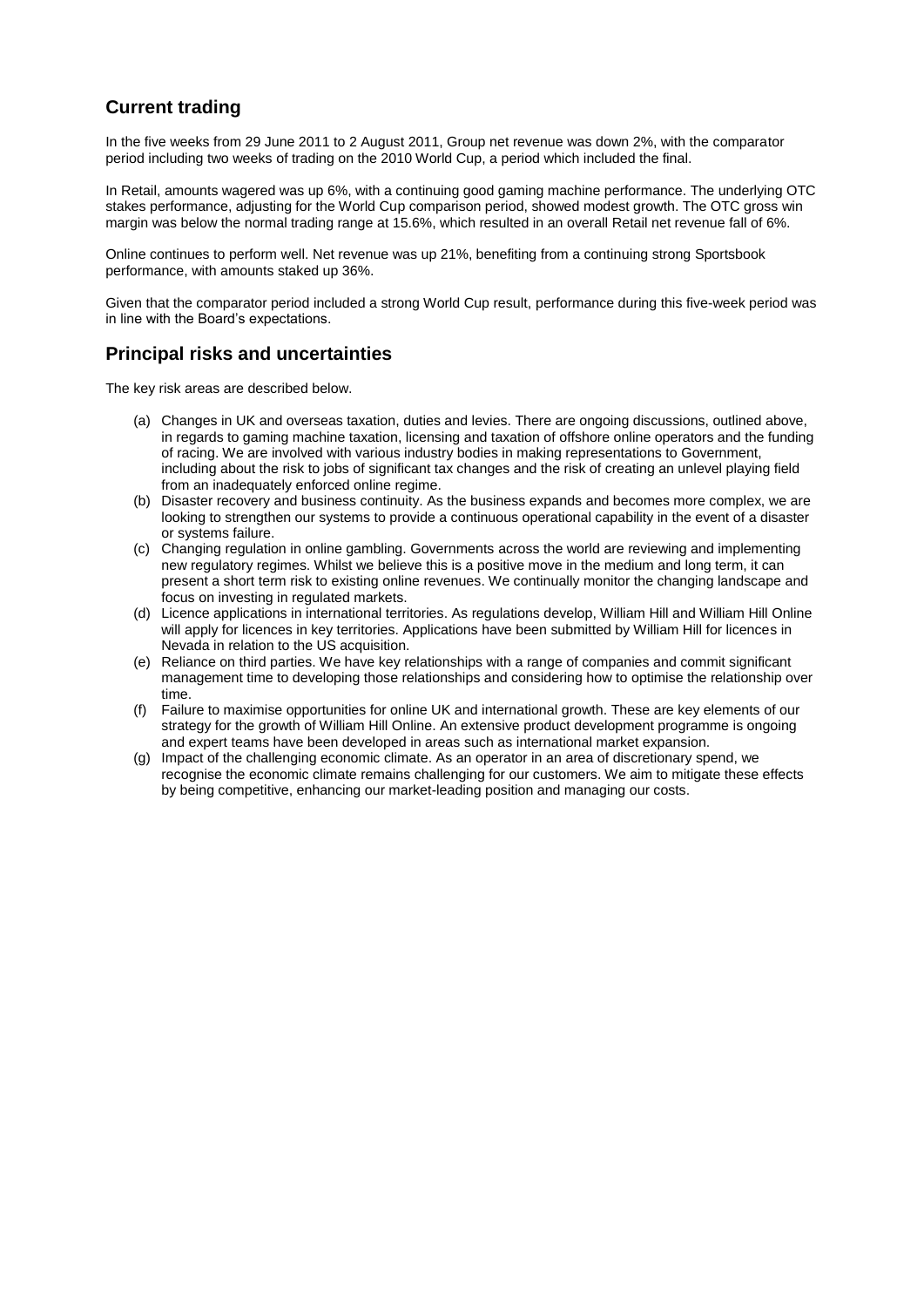## Current trading

In the five weeks from 29 June 2011 to 2 August 2011, Group net revenue was down 2%, with the comparator period including two weeks of trading on the 2010 World Cup, a period which included the final.

In Retail, amounts wagered was up 6%, with a continuing good gaming machine performance. The underlying OTC stakes performance, adjusting for the World Cup comparison period, showed modest growth. The OTC gross win margin was below the normal trading range at 15.6%, which resulted in an overall Retail net revenue fall of 6%.

Online continues to perform well. Net revenue was up 21%, benefiting from a continuing strong Sportsbook performance, with amounts staked up 36%.

Given that the comparator period included a strong World Cup result, performance during this five-week period was in line with the Board's expectations.

## Principal risks and uncertainties

The key risk areas are described below.

(a) Changes in UK and overseas taxation, duties and levies. There are ongoing discussions, outlined above, in regards to gaming machine taxation, licensing and taxation of offshore online operators and the funding of racing. We are involved with various industry bodies in making representations to Government, including about the risk to jobs of significant tax changes and the risk of creating an unlevel playing field from an inadequately enforced online regime.

(b) Disaster recovery and business continuity. As the business expands and becomes more complex, we are looking to strengthen our systems to provide a continuous operational capability in the event of a disaster or systems failure.

(c) Changing regulation in online gambling. Governments across the world are reviewing and implementing new regulatory regimes. Whilst we believe this is a positive move in the medium and long term, it can present a short term risk to existing online revenues. We continually monitor the changing landscape and focus on investing in regulated markets.

(d) Licence applications in international territories. As regulations develop, William Hill and William Hill Online will apply for licences in key territories. Applications have been submitted by William Hill for licences in Nevada in relation to the US acquisition.

(e) Reliance on third parties. We have key relationships with a range of companies and commit significant management time to developing those relationships and considering how to optimise the relationship over time.

(f) Failure to maximise opportunities for online UK and international growth. These are key elements of our strategy for the growth of William Hill Online. An extensive product development programme is ongoing and expert teams have been developed in areas such as international market expansion.

(g) Impact of the challenging economic climate. As an operator in an area of discretionary spend, we recognise the economic climate remains challenging for our customers. We aim to mitigate these effects by being competitive, enhancing our market-leading position and managing our costs.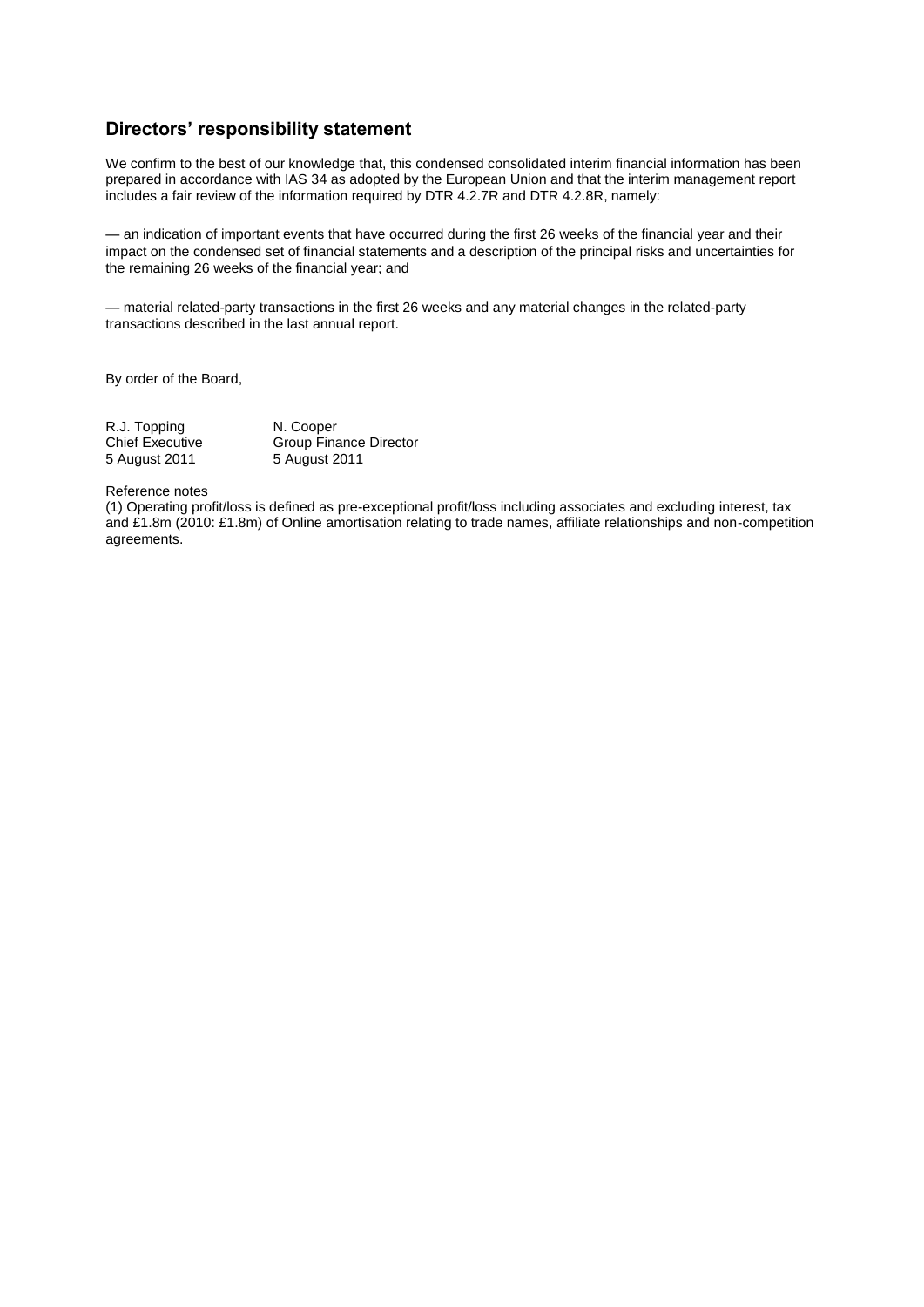## Directors' responsibility statement

We confirm to the best of our knowledge that, this condensed consolidated interim financial information has been prepared in accordance with IAS 34 as adopted by the European Union and that the interim management report includes a fair review of the information required by DTR 4.2.7R and DTR 4.2.8R, namely:

— an indication of important events that have occurred during the first 26 weeks of the financial year and their impact on the condensed set of financial statements and a description of the principal risks and uncertainties for the remaining 26 weeks of the financial year; and

— material related-party transactions in the first 26 weeks and any material changes in the related-party transactions described in the last annual report.

By order of the Board,

| R.J. Topping | N. Cooper |
| --- | --- |
| Chief Executive | Group Finance Director |
| 5 August 2011 | 5 August 2011 |

Reference notes

(1) Operating profit/loss is defined as pre-exceptional profit/loss including associates and excluding interest, tax and £1.8m (2010: £1.8m) of Online amortisation relating to trade names, affiliate relationships and non-competition agreements.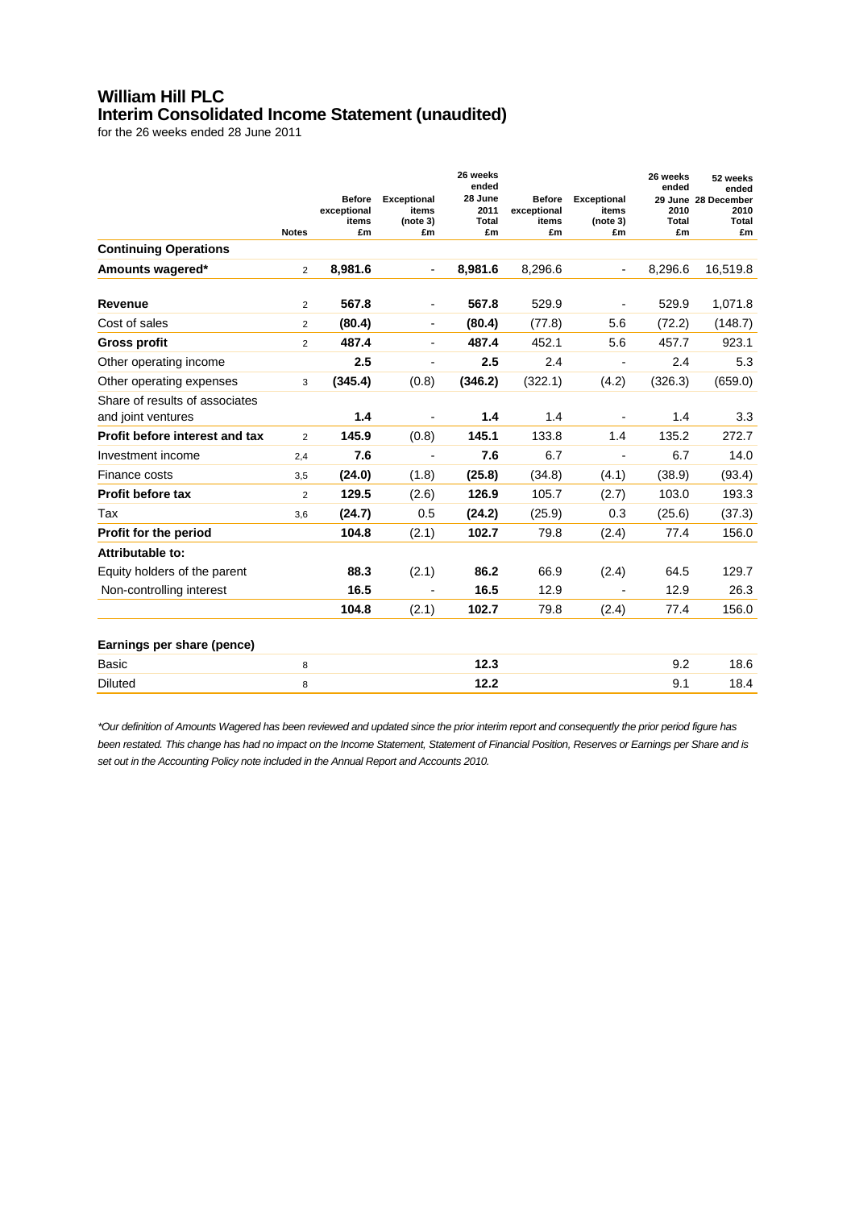# William Hill PLC
## Interim Consolidated Income Statement (unaudited)
for the 26 weeks ended 28 June 2011

| | Notes | Before exceptional items £m | Exceptional items (note 3) £m | 26 weeks ended 28 June 2011 Total £m | Before exceptional items £m | Exceptional items (note 3) £m | 26 weeks ended 29 June 2010 Total £m | 52 weeks ended 28 December 2010 Total £m |
|---|---|---|---|---|---|---|---|---|
| **Continuing Operations** | | | | | | | | |
| **Amounts wagered*** | 2 | **8,981.6** | - | **8,981.6** | 8,296.6 | - | 8,296.6 | 16,519.8 |
| **Revenue** | 2 | **567.8** | - | **567.8** | 529.9 | - | 529.9 | 1,071.8 |
| Cost of sales | 2 | **(80.4)** | - | **(80.4)** | (77.8) | 5.6 | (72.2) | (148.7) |
| **Gross profit** | 2 | **487.4** | - | **487.4** | 452.1 | 5.6 | 457.7 | 923.1 |
| Other operating income | | **2.5** | - | **2.5** | 2.4 | - | 2.4 | 5.3 |
| Other operating expenses | 3 | **(345.4)** | (0.8) | **(346.2)** | (322.1) | (4.2) | (326.3) | (659.0) |
| Share of results of associates and joint ventures | | **1.4** | - | **1.4** | 1.4 | - | 1.4 | 3.3 |
| **Profit before interest and tax** | 2 | **145.9** | (0.8) | **145.1** | 133.8 | 1.4 | 135.2 | 272.7 |
| Investment income | 2,4 | **7.6** | - | **7.6** | 6.7 | - | 6.7 | 14.0 |
| Finance costs | 3,5 | **(24.0)** | (1.8) | **(25.8)** | (34.8) | (4.1) | (38.9) | (93.4) |
| **Profit before tax** | 2 | **129.5** | (2.6) | **126.9** | 105.7 | (2.7) | 103.0 | 193.3 |
| Tax | 3,6 | **(24.7)** | 0.5 | **(24.2)** | (25.9) | 0.3 | (25.6) | (37.3) |
| **Profit for the period** | | **104.8** | (2.1) | **102.7** | 79.8 | (2.4) | 77.4 | 156.0 |
| **Attributable to:** | | | | | | | | |
| Equity holders of the parent | | **88.3** | (2.1) | **86.2** | 66.9 | (2.4) | 64.5 | 129.7 |
| Non-controlling interest | | **16.5** | - | **16.5** | 12.9 | - | 12.9 | 26.3 |
| | | **104.8** | (2.1) | **102.7** | 79.8 | (2.4) | 77.4 | 156.0 |
| **Earnings per share (pence)** | | | | | | | | |
| Basic | 8 | | | **12.3** | | | 9.2 | 18.6 |
| Diluted | 8 | | | **12.2** | | | 9.1 | 18.4 |

*\*Our definition of Amounts Wagered has been reviewed and updated since the prior interim report and consequently the prior period figure has been restated. This change has had no impact on the Income Statement, Statement of Financial Position, Reserves or Earnings per Share and is set out in the Accounting Policy note included in the Annual Report and Accounts 2010.*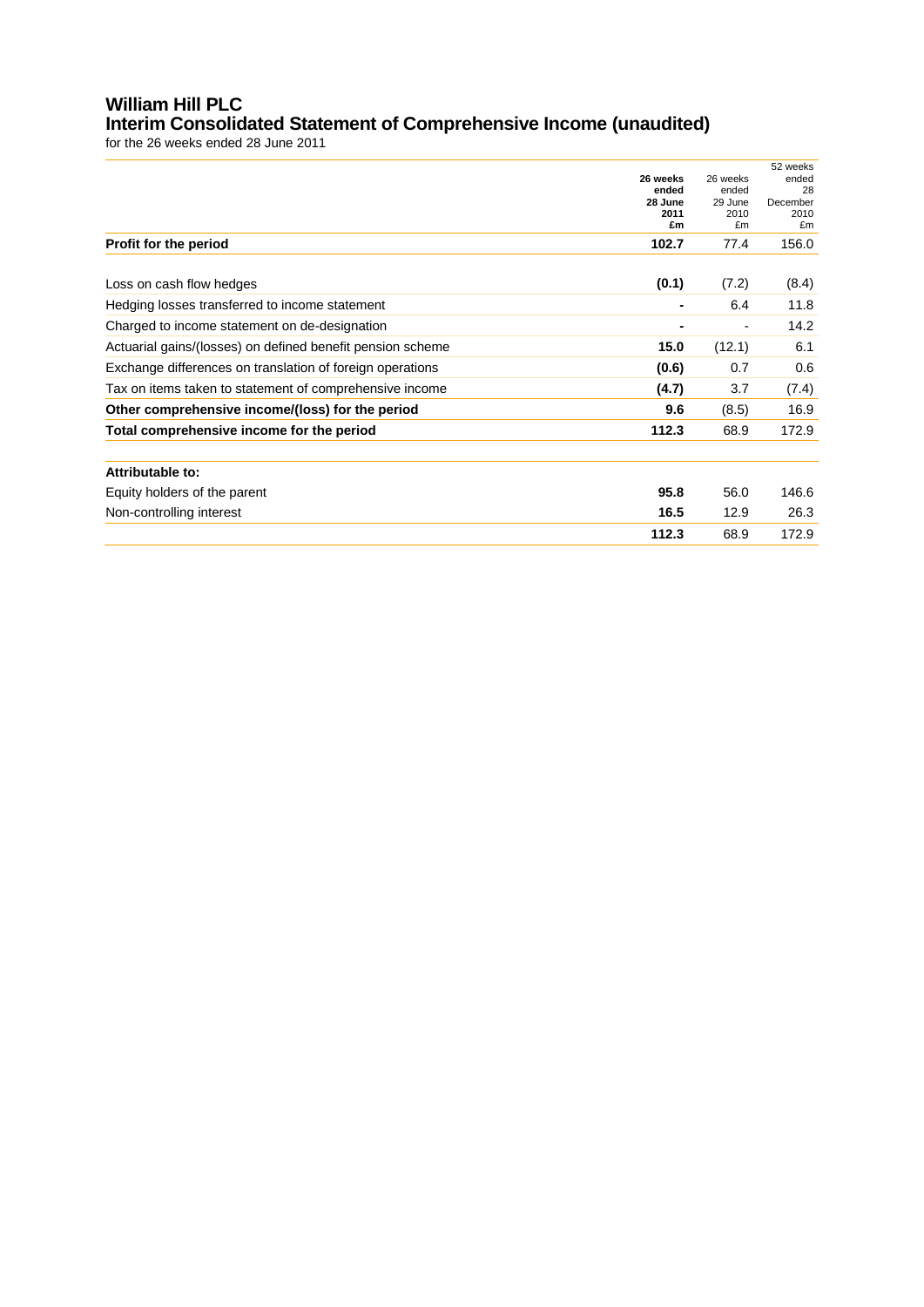# William Hill PLC
## Interim Consolidated Statement of Comprehensive Income (unaudited)

for the 26 weeks ended 28 June 2011

| | 26 weeks ended 28 June 2011 £m | 26 weeks ended 29 June 2010 £m | 52 weeks ended 28 December 2010 £m |
|---|---|---|---|
| **Profit for the period** | **102.7** | 77.4 | 156.0 |
| | | | |
| Loss on cash flow hedges | **(0.1)** | (7.2) | (8.4) |
| Hedging losses transferred to income statement | **-** | 6.4 | 11.8 |
| Charged to income statement on de-designation | **-** | - | 14.2 |
| Actuarial gains/(losses) on defined benefit pension scheme | **15.0** | (12.1) | 6.1 |
| Exchange differences on translation of foreign operations | **(0.6)** | 0.7 | 0.6 |
| Tax on items taken to statement of comprehensive income | **(4.7)** | 3.7 | (7.4) |
| **Other comprehensive income/(loss) for the period** | **9.6** | (8.5) | 16.9 |
| **Total comprehensive income for the period** | **112.3** | 68.9 | 172.9 |
| | | | |
| **Attributable to:** | | | |
| Equity holders of the parent | **95.8** | 56.0 | 146.6 |
| Non-controlling interest | **16.5** | 12.9 | 26.3 |
| | **112.3** | 68.9 | 172.9 |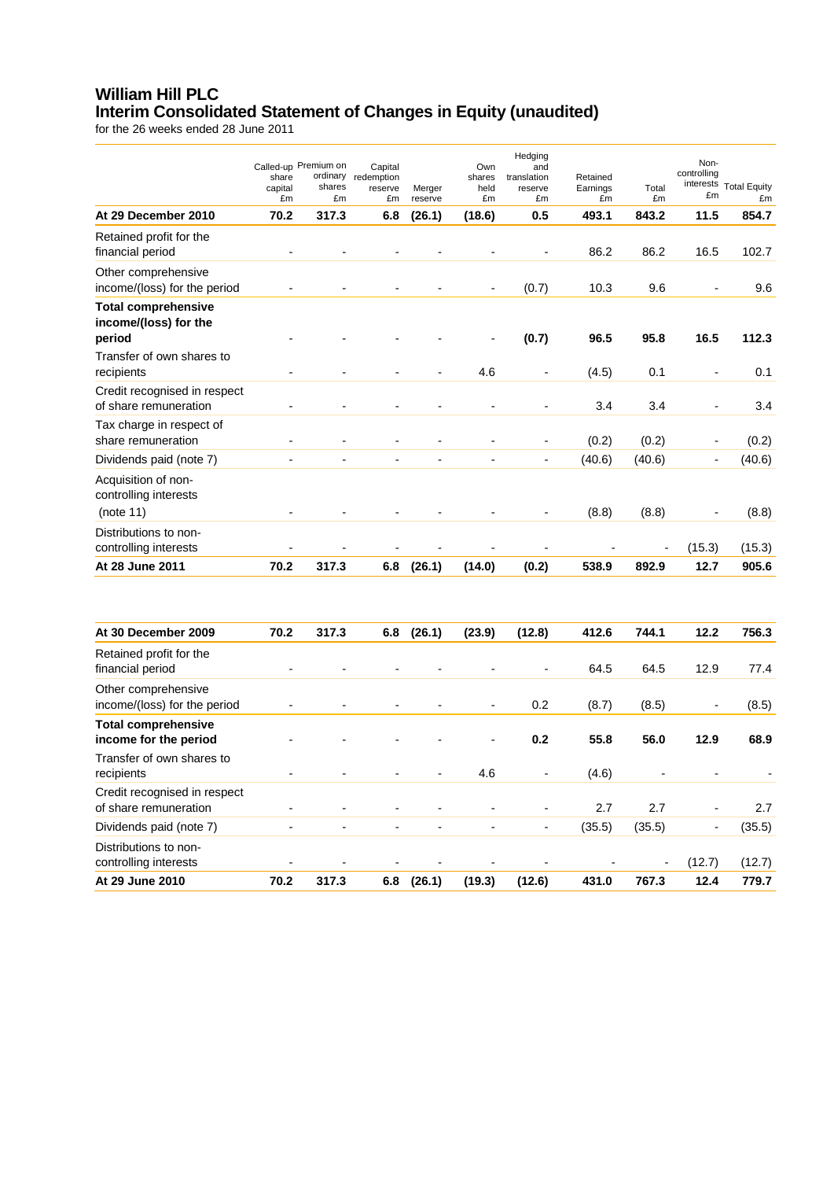# William Hill PLC
## Interim Consolidated Statement of Changes in Equity (unaudited)
for the 26 weeks ended 28 June 2011

| | Called-up share capital £m | Premium on ordinary shares £m | Capital redemption reserve £m | Merger reserve | Own shares held £m | Hedging and translation reserve £m | Retained Earnings £m | Total £m | Non-controlling interests £m | Total Equity £m |
|---|---|---|---|---|---|---|---|---|---|---|
| **At 29 December 2010** | **70.2** | **317.3** | **6.8** | **(26.1)** | **(18.6)** | **0.5** | **493.1** | **843.2** | **11.5** | **854.7** |
| Retained profit for the financial period | - | - | - | - | - | - | 86.2 | 86.2 | 16.5 | 102.7 |
| Other comprehensive income/(loss) for the period | - | - | - | - | - | (0.7) | 10.3 | 9.6 | - | 9.6 |
| **Total comprehensive income/(loss) for the period** | - | - | - | - | - | **(0.7)** | **96.5** | **95.8** | **16.5** | **112.3** |
| Transfer of own shares to recipients | - | - | - | - | 4.6 | - | (4.5) | 0.1 | - | 0.1 |
| Credit recognised in respect of share remuneration | - | - | - | - | - | - | 3.4 | 3.4 | - | 3.4 |
| Tax charge in respect of share remuneration | - | - | - | - | - | - | (0.2) | (0.2) | - | (0.2) |
| Dividends paid (note 7) | - | - | - | - | - | - | (40.6) | (40.6) | - | (40.6) |
| Acquisition of non-controlling interests (note 11) | - | - | - | - | - | - | (8.8) | (8.8) | - | (8.8) |
| Distributions to non-controlling interests | - | - | - | - | - | - | - | - | (15.3) | (15.3) |
| **At 28 June 2011** | **70.2** | **317.3** | **6.8** | **(26.1)** | **(14.0)** | **(0.2)** | **538.9** | **892.9** | **12.7** | **905.6** |

| | Called-up share capital £m | Premium on ordinary shares £m | Capital redemption reserve £m | Merger reserve | Own shares held £m | Hedging and translation reserve £m | Retained Earnings £m | Total £m | Non-controlling interests £m | Total Equity £m |
|---|---|---|---|---|---|---|---|---|---|---|
| **At 30 December 2009** | **70.2** | **317.3** | **6.8** | **(26.1)** | **(23.9)** | **(12.8)** | **412.6** | **744.1** | **12.2** | **756.3** |
| Retained profit for the financial period | - | - | - | - | - | - | 64.5 | 64.5 | 12.9 | 77.4 |
| Other comprehensive income/(loss) for the period | - | - | - | - | - | 0.2 | (8.7) | (8.5) | - | (8.5) |
| **Total comprehensive income for the period** | - | - | - | - | - | **0.2** | **55.8** | **56.0** | **12.9** | **68.9** |
| Transfer of own shares to recipients | - | - | - | - | 4.6 | - | (4.6) | - | - | - |
| Credit recognised in respect of share remuneration | - | - | - | - | - | - | 2.7 | 2.7 | - | 2.7 |
| Dividends paid (note 7) | - | - | - | - | - | - | (35.5) | (35.5) | - | (35.5) |
| Distributions to non-controlling interests | - | - | - | - | - | - | - | - | (12.7) | (12.7) |
| **At 29 June 2010** | **70.2** | **317.3** | **6.8** | **(26.1)** | **(19.3)** | **(12.6)** | **431.0** | **767.3** | **12.4** | **779.7** |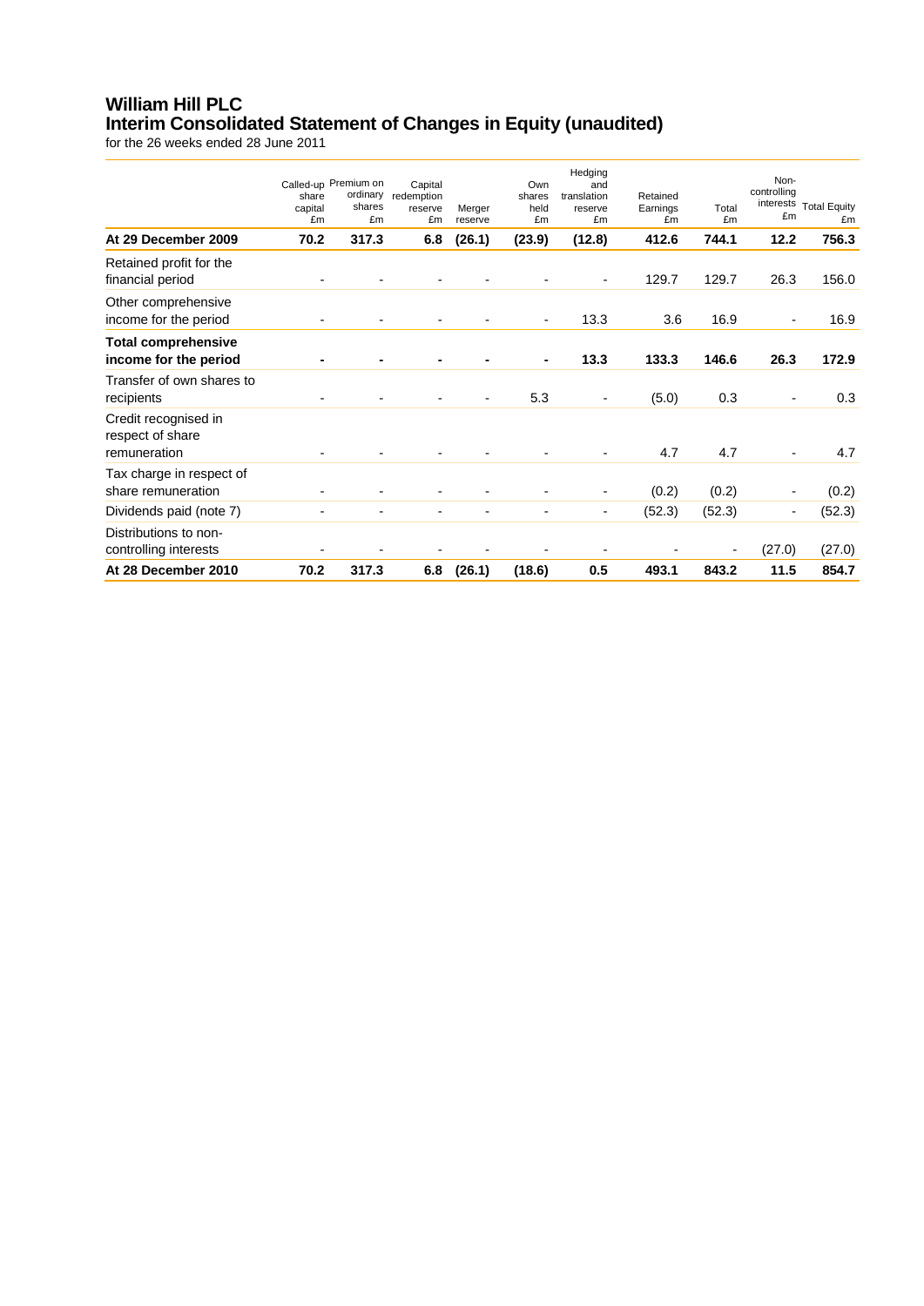# William Hill PLC
## Interim Consolidated Statement of Changes in Equity (unaudited)
for the 26 weeks ended 28 June 2011

| | Called-up share capital £m | Premium on ordinary shares £m | Capital redemption reserve £m | Merger reserve | Own shares held £m | Hedging and translation reserve £m | Retained Earnings £m | Total £m | Non-controlling interests £m | Total Equity £m |
|---|---|---|---|---|---|---|---|---|---|---|
| **At 29 December 2009** | **70.2** | **317.3** | **6.8** | **(26.1)** | **(23.9)** | **(12.8)** | **412.6** | **744.1** | **12.2** | **756.3** |
| Retained profit for the financial period | - | - | - | - | - | - | 129.7 | 129.7 | 26.3 | 156.0 |
| Other comprehensive income for the period | - | - | - | - | - | 13.3 | 3.6 | 16.9 | - | 16.9 |
| **Total comprehensive income for the period** | **-** | **-** | **-** | **-** | **-** | **13.3** | **133.3** | **146.6** | **26.3** | **172.9** |
| Transfer of own shares to recipients | - | - | - | - | 5.3 | - | (5.0) | 0.3 | - | 0.3 |
| Credit recognised in respect of share remuneration | - | - | - | - | - | - | 4.7 | 4.7 | - | 4.7 |
| Tax charge in respect of share remuneration | - | - | - | - | - | - | (0.2) | (0.2) | - | (0.2) |
| Dividends paid (note 7) | - | - | - | - | - | - | (52.3) | (52.3) | - | (52.3) |
| Distributions to non-controlling interests | - | - | - | - | - | - | - | - | (27.0) | (27.0) |
| **At 28 December 2010** | **70.2** | **317.3** | **6.8** | **(26.1)** | **(18.6)** | **0.5** | **493.1** | **843.2** | **11.5** | **854.7** |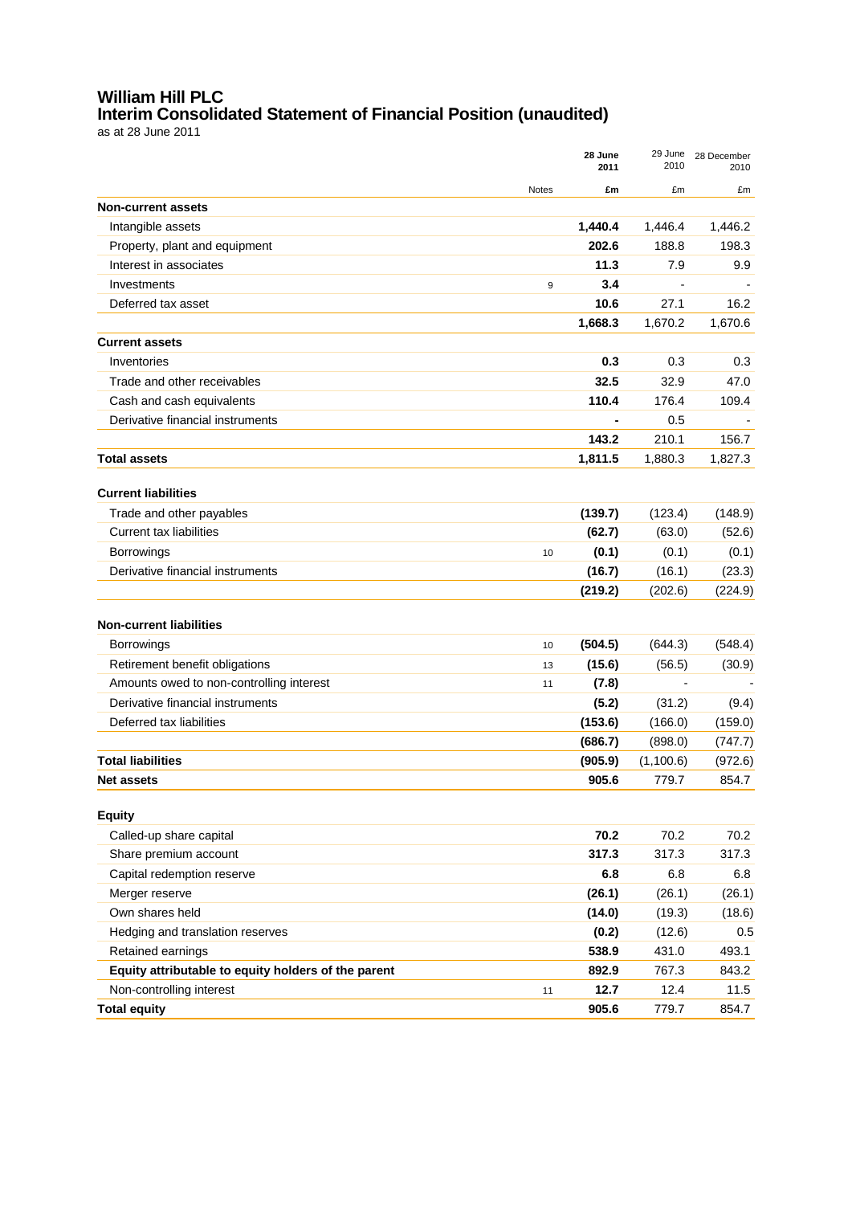# William Hill PLC
## Interim Consolidated Statement of Financial Position (unaudited)
as at 28 June 2011

| | Notes | **28 June 2011** | 29 June 2010 | 28 December 2010 |
|---|---|---|---|---|
| | | **£m** | £m | £m |
| **Non-current assets** | | | | |
| Intangible assets | | **1,440.4** | 1,446.4 | 1,446.2 |
| Property, plant and equipment | | **202.6** | 188.8 | 198.3 |
| Interest in associates | | **11.3** | 7.9 | 9.9 |
| Investments | 9 | **3.4** | - | - |
| Deferred tax asset | | **10.6** | 27.1 | 16.2 |
| | | **1,668.3** | 1,670.2 | 1,670.6 |
| **Current assets** | | | | |
| Inventories | | **0.3** | 0.3 | 0.3 |
| Trade and other receivables | | **32.5** | 32.9 | 47.0 |
| Cash and cash equivalents | | **110.4** | 176.4 | 109.4 |
| Derivative financial instruments | | **-** | 0.5 | - |
| | | **143.2** | 210.1 | 156.7 |
| **Total assets** | | **1,811.5** | 1,880.3 | 1,827.3 |
| **Current liabilities** | | | | |
| Trade and other payables | | **(139.7)** | (123.4) | (148.9) |
| Current tax liabilities | | **(62.7)** | (63.0) | (52.6) |
| Borrowings | 10 | **(0.1)** | (0.1) | (0.1) |
| Derivative financial instruments | | **(16.7)** | (16.1) | (23.3) |
| | | **(219.2)** | (202.6) | (224.9) |
| **Non-current liabilities** | | | | |
| Borrowings | 10 | **(504.5)** | (644.3) | (548.4) |
| Retirement benefit obligations | 13 | **(15.6)** | (56.5) | (30.9) |
| Amounts owed to non-controlling interest | 11 | **(7.8)** | - | - |
| Derivative financial instruments | | **(5.2)** | (31.2) | (9.4) |
| Deferred tax liabilities | | **(153.6)** | (166.0) | (159.0) |
| | | **(686.7)** | (898.0) | (747.7) |
| **Total liabilities** | | **(905.9)** | (1,100.6) | (972.6) |
| **Net assets** | | **905.6** | 779.7 | 854.7 |
| **Equity** | | | | |
| Called-up share capital | | **70.2** | 70.2 | 70.2 |
| Share premium account | | **317.3** | 317.3 | 317.3 |
| Capital redemption reserve | | **6.8** | 6.8 | 6.8 |
| Merger reserve | | **(26.1)** | (26.1) | (26.1) |
| Own shares held | | **(14.0)** | (19.3) | (18.6) |
| Hedging and translation reserves | | **(0.2)** | (12.6) | 0.5 |
| Retained earnings | | **538.9** | 431.0 | 493.1 |
| **Equity attributable to equity holders of the parent** | | **892.9** | 767.3 | 843.2 |
| Non-controlling interest | 11 | **12.7** | 12.4 | 11.5 |
| **Total equity** | | **905.6** | 779.7 | 854.7 |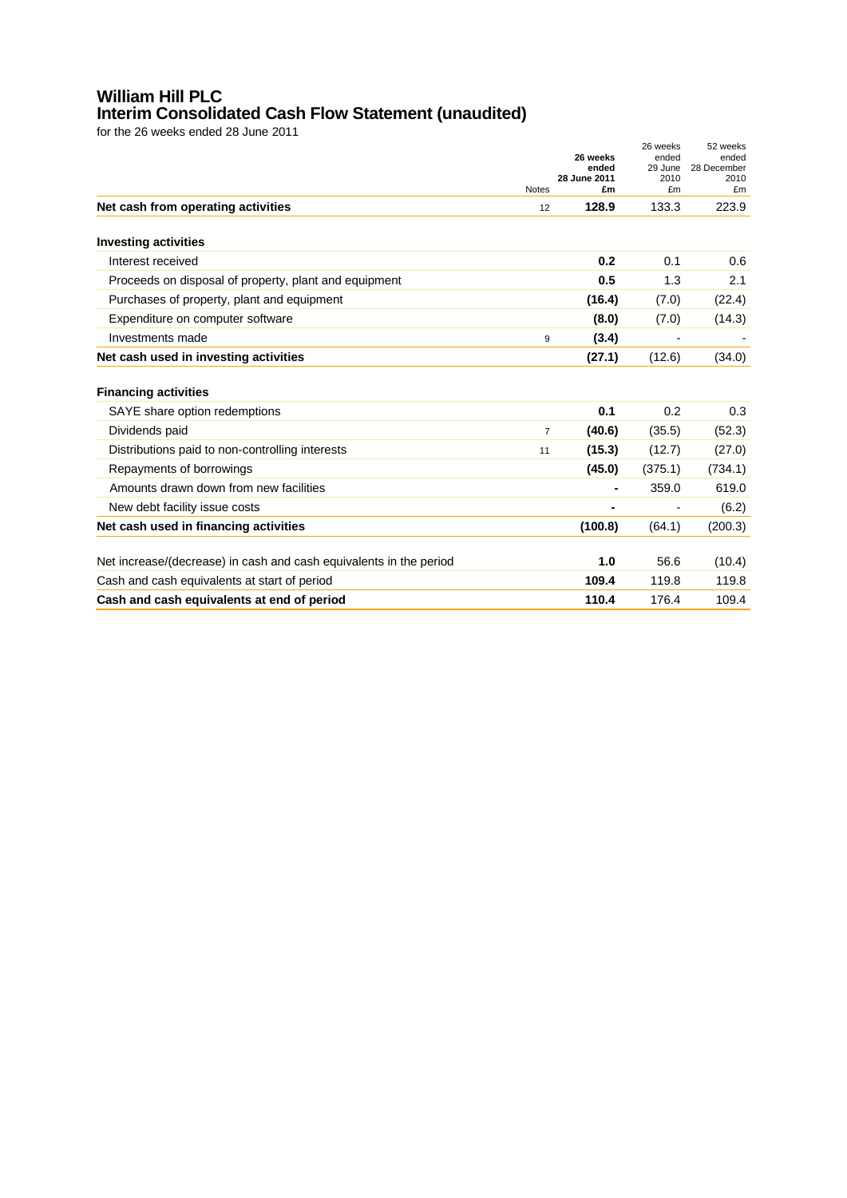# William Hill PLC
## Interim Consolidated Cash Flow Statement (unaudited)

for the 26 weeks ended 28 June 2011

| | Notes | **26 weeks ended 28 June 2011 £m** | 26 weeks ended 29 June 2010 £m | 52 weeks ended 28 December 2010 £m |
|---|---|---|---|---|
| **Net cash from operating activities** | 12 | **128.9** | 133.3 | 223.9 |
| | | | | |
| **Investing activities** | | | | |
| Interest received | | **0.2** | 0.1 | 0.6 |
| Proceeds on disposal of property, plant and equipment | | **0.5** | 1.3 | 2.1 |
| Purchases of property, plant and equipment | | **(16.4)** | (7.0) | (22.4) |
| Expenditure on computer software | | **(8.0)** | (7.0) | (14.3) |
| Investments made | 9 | **(3.4)** | - | - |
| **Net cash used in investing activities** | | **(27.1)** | (12.6) | (34.0) |
| | | | | |
| **Financing activities** | | | | |
| SAYE share option redemptions | | **0.1** | 0.2 | 0.3 |
| Dividends paid | 7 | **(40.6)** | (35.5) | (52.3) |
| Distributions paid to non-controlling interests | 11 | **(15.3)** | (12.7) | (27.0) |
| Repayments of borrowings | | **(45.0)** | (375.1) | (734.1) |
| Amounts drawn down from new facilities | | **-** | 359.0 | 619.0 |
| New debt facility issue costs | | **-** | - | (6.2) |
| **Net cash used in financing activities** | | **(100.8)** | (64.1) | (200.3) |
| | | | | |
| Net increase/(decrease) in cash and cash equivalents in the period | | **1.0** | 56.6 | (10.4) |
| Cash and cash equivalents at start of period | | **109.4** | 119.8 | 119.8 |
| **Cash and cash equivalents at end of period** | | **110.4** | 176.4 | 109.4 |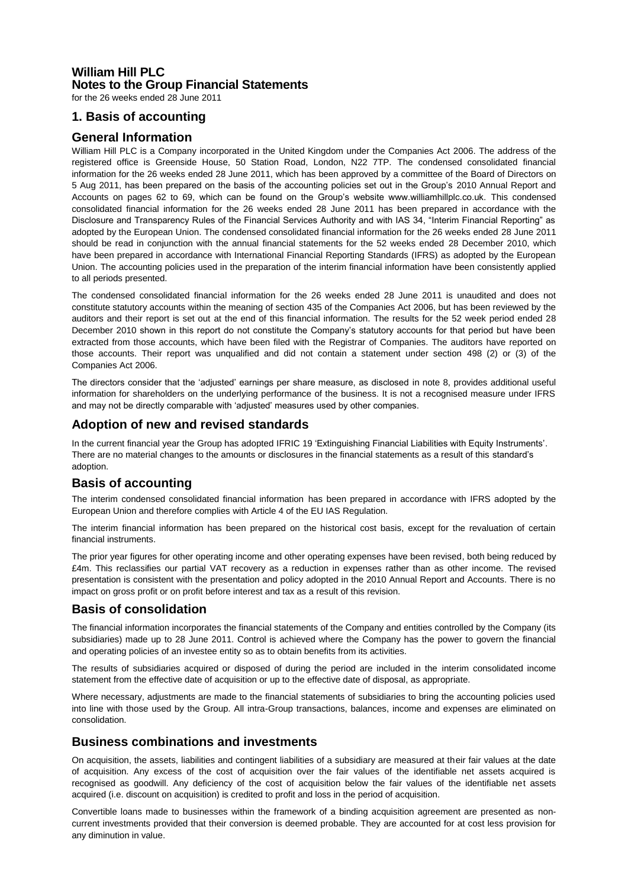# William Hill PLC
# Notes to the Group Financial Statements

for the 26 weeks ended 28 June 2011

## 1. Basis of accounting

## General Information

William Hill PLC is a Company incorporated in the United Kingdom under the Companies Act 2006. The address of the registered office is Greenside House, 50 Station Road, London, N22 7TP. The condensed consolidated financial information for the 26 weeks ended 28 June 2011, which has been approved by a committee of the Board of Directors on 5 Aug 2011, has been prepared on the basis of the accounting policies set out in the Group's 2010 Annual Report and Accounts on pages 62 to 69, which can be found on the Group's website www.williamhillplc.co.uk. This condensed consolidated financial information for the 26 weeks ended 28 June 2011 has been prepared in accordance with the Disclosure and Transparency Rules of the Financial Services Authority and with IAS 34, "Interim Financial Reporting" as adopted by the European Union. The condensed consolidated financial information for the 26 weeks ended 28 June 2011 should be read in conjunction with the annual financial statements for the 52 weeks ended 28 December 2010, which have been prepared in accordance with International Financial Reporting Standards (IFRS) as adopted by the European Union. The accounting policies used in the preparation of the interim financial information have been consistently applied to all periods presented.

The condensed consolidated financial information for the 26 weeks ended 28 June 2011 is unaudited and does not constitute statutory accounts within the meaning of section 435 of the Companies Act 2006, but has been reviewed by the auditors and their report is set out at the end of this financial information. The results for the 52 week period ended 28 December 2010 shown in this report do not constitute the Company's statutory accounts for that period but have been extracted from those accounts, which have been filed with the Registrar of Companies. The auditors have reported on those accounts. Their report was unqualified and did not contain a statement under section 498 (2) or (3) of the Companies Act 2006.

The directors consider that the 'adjusted' earnings per share measure, as disclosed in note 8, provides additional useful information for shareholders on the underlying performance of the business. It is not a recognised measure under IFRS and may not be directly comparable with 'adjusted' measures used by other companies.

## Adoption of new and revised standards

In the current financial year the Group has adopted IFRIC 19 'Extinguishing Financial Liabilities with Equity Instruments'. There are no material changes to the amounts or disclosures in the financial statements as a result of this standard's adoption.

## Basis of accounting

The interim condensed consolidated financial information has been prepared in accordance with IFRS adopted by the European Union and therefore complies with Article 4 of the EU IAS Regulation.

The interim financial information has been prepared on the historical cost basis, except for the revaluation of certain financial instruments.

The prior year figures for other operating income and other operating expenses have been revised, both being reduced by £4m. This reclassifies our partial VAT recovery as a reduction in expenses rather than as other income. The revised presentation is consistent with the presentation and policy adopted in the 2010 Annual Report and Accounts. There is no impact on gross profit or on profit before interest and tax as a result of this revision.

## Basis of consolidation

The financial information incorporates the financial statements of the Company and entities controlled by the Company (its subsidiaries) made up to 28 June 2011. Control is achieved where the Company has the power to govern the financial and operating policies of an investee entity so as to obtain benefits from its activities.

The results of subsidiaries acquired or disposed of during the period are included in the interim consolidated income statement from the effective date of acquisition or up to the effective date of disposal, as appropriate.

Where necessary, adjustments are made to the financial statements of subsidiaries to bring the accounting policies used into line with those used by the Group. All intra-Group transactions, balances, income and expenses are eliminated on consolidation.

## Business combinations and investments

On acquisition, the assets, liabilities and contingent liabilities of a subsidiary are measured at their fair values at the date of acquisition. Any excess of the cost of acquisition over the fair values of the identifiable net assets acquired is recognised as goodwill. Any deficiency of the cost of acquisition below the fair values of the identifiable net assets acquired (i.e. discount on acquisition) is credited to profit and loss in the period of acquisition.

Convertible loans made to businesses within the framework of a binding acquisition agreement are presented as non-current investments provided that their conversion is deemed probable. They are accounted for at cost less provision for any diminution in value.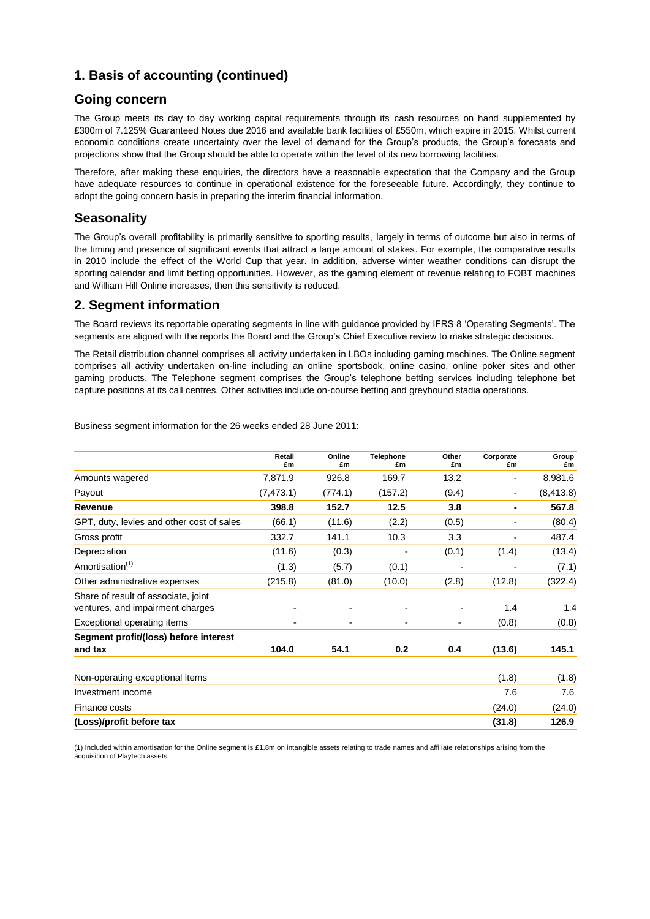## 1. Basis of accounting (continued)

## Going concern

The Group meets its day to day working capital requirements through its cash resources on hand supplemented by £300m of 7.125% Guaranteed Notes due 2016 and available bank facilities of £550m, which expire in 2015. Whilst current economic conditions create uncertainty over the level of demand for the Group's products, the Group's forecasts and projections show that the Group should be able to operate within the level of its new borrowing facilities.

Therefore, after making these enquiries, the directors have a reasonable expectation that the Company and the Group have adequate resources to continue in operational existence for the foreseeable future. Accordingly, they continue to adopt the going concern basis in preparing the interim financial information.

## Seasonality

The Group's overall profitability is primarily sensitive to sporting results, largely in terms of outcome but also in terms of the timing and presence of significant events that attract a large amount of stakes. For example, the comparative results in 2010 include the effect of the World Cup that year. In addition, adverse winter weather conditions can disrupt the sporting calendar and limit betting opportunities. However, as the gaming element of revenue relating to FOBT machines and William Hill Online increases, then this sensitivity is reduced.

## 2. Segment information

The Board reviews its reportable operating segments in line with guidance provided by IFRS 8 'Operating Segments'. The segments are aligned with the reports the Board and the Group's Chief Executive review to make strategic decisions.

The Retail distribution channel comprises all activity undertaken in LBOs including gaming machines. The Online segment comprises all activity undertaken on-line including an online sportsbook, online casino, online poker sites and other gaming products. The Telephone segment comprises the Group's telephone betting services including telephone bet capture positions at its call centres. Other activities include on-course betting and greyhound stadia operations.

Business segment information for the 26 weeks ended 28 June 2011:

| | Retail £m | Online £m | Telephone £m | Other £m | Corporate £m | Group £m |
|---|---|---|---|---|---|---|
| Amounts wagered | 7,871.9 | 926.8 | 169.7 | 13.2 | - | 8,981.6 |
| Payout | (7,473.1) | (774.1) | (157.2) | (9.4) | - | (8,413.8) |
| **Revenue** | **398.8** | **152.7** | **12.5** | **3.8** | **-** | **567.8** |
| GPT, duty, levies and other cost of sales | (66.1) | (11.6) | (2.2) | (0.5) | - | (80.4) |
| Gross profit | 332.7 | 141.1 | 10.3 | 3.3 | - | 487.4 |
| Depreciation | (11.6) | (0.3) | - | (0.1) | (1.4) | (13.4) |
| Amortisation[(1)] | (1.3) | (5.7) | (0.1) | - | - | (7.1) |
| Other administrative expenses | (215.8) | (81.0) | (10.0) | (2.8) | (12.8) | (322.4) |
| Share of result of associate, joint ventures, and impairment charges | - | - | - | - | 1.4 | 1.4 |
| Exceptional operating items | - | - | - | - | (0.8) | (0.8) |
| **Segment profit/(loss) before interest and tax** | **104.0** | **54.1** | **0.2** | **0.4** | **(13.6)** | **145.1** |
| Non-operating exceptional items | | | | | (1.8) | (1.8) |
| Investment income | | | | | 7.6 | 7.6 |
| Finance costs | | | | | (24.0) | (24.0) |
| **(Loss)/profit before tax** | | | | | **(31.8)** | **126.9** |

(1) Included within amortisation for the Online segment is £1.8m on intangible assets relating to trade names and affiliate relationships arising from the acquisition of Playtech assets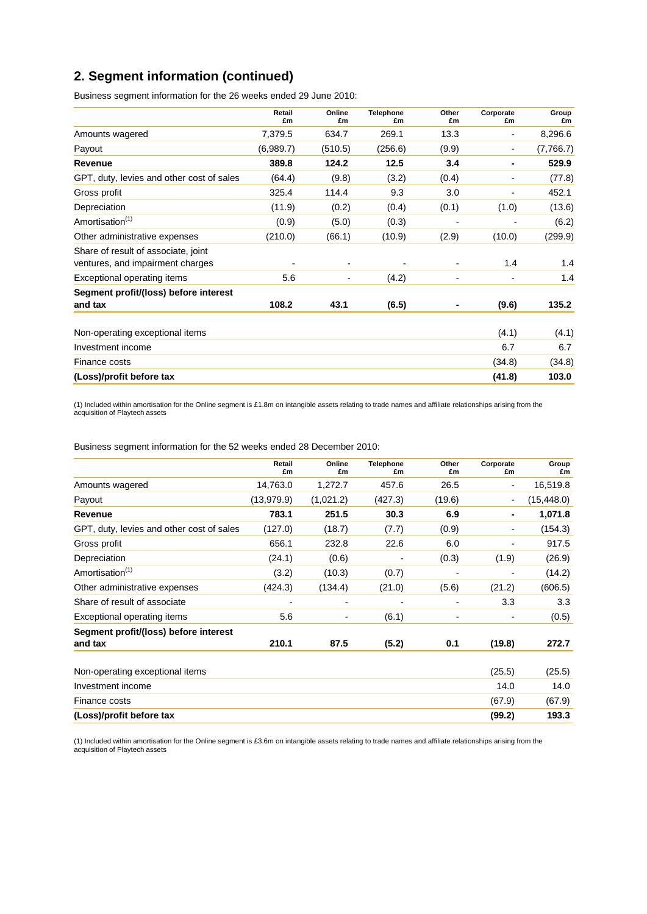## 2. Segment information (continued)

Business segment information for the 26 weeks ended 29 June 2010:

| | Retail £m | Online £m | Telephone £m | Other £m | Corporate £m | Group £m |
|---|---|---|---|---|---|---|
| Amounts wagered | 7,379.5 | 634.7 | 269.1 | 13.3 | - | 8,296.6 |
| Payout | (6,989.7) | (510.5) | (256.6) | (9.9) | - | (7,766.7) |
| **Revenue** | **389.8** | **124.2** | **12.5** | **3.4** | **-** | **529.9** |
| GPT, duty, levies and other cost of sales | (64.4) | (9.8) | (3.2) | (0.4) | - | (77.8) |
| Gross profit | 325.4 | 114.4 | 9.3 | 3.0 | - | 452.1 |
| Depreciation | (11.9) | (0.2) | (0.4) | (0.1) | (1.0) | (13.6) |
| Amortisation[1] | (0.9) | (5.0) | (0.3) | - | - | (6.2) |
| Other administrative expenses | (210.0) | (66.1) | (10.9) | (2.9) | (10.0) | (299.9) |
| Share of result of associate, joint ventures, and impairment charges | - | - | - | - | 1.4 | 1.4 |
| Exceptional operating items | 5.6 | - | (4.2) | - | - | 1.4 |
| **Segment profit/(loss) before interest and tax** | **108.2** | **43.1** | **(6.5)** | **-** | **(9.6)** | **135.2** |
| Non-operating exceptional items | | | | | (4.1) | (4.1) |
| Investment income | | | | | 6.7 | 6.7 |
| Finance costs | | | | | (34.8) | (34.8) |
| **(Loss)/profit before tax** | | | | | **(41.8)** | **103.0** |

(1) Included within amortisation for the Online segment is £1.8m on intangible assets relating to trade names and affiliate relationships arising from the acquisition of Playtech assets

Business segment information for the 52 weeks ended 28 December 2010:

| | Retail £m | Online £m | Telephone £m | Other £m | Corporate £m | Group £m |
|---|---|---|---|---|---|---|
| Amounts wagered | 14,763.0 | 1,272.7 | 457.6 | 26.5 | - | 16,519.8 |
| Payout | (13,979.9) | (1,021.2) | (427.3) | (19.6) | - | (15,448.0) |
| **Revenue** | **783.1** | **251.5** | **30.3** | **6.9** | **-** | **1,071.8** |
| GPT, duty, levies and other cost of sales | (127.0) | (18.7) | (7.7) | (0.9) | - | (154.3) |
| Gross profit | 656.1 | 232.8 | 22.6 | 6.0 | - | 917.5 |
| Depreciation | (24.1) | (0.6) | - | (0.3) | (1.9) | (26.9) |
| Amortisation[1] | (3.2) | (10.3) | (0.7) | - | - | (14.2) |
| Other administrative expenses | (424.3) | (134.4) | (21.0) | (5.6) | (21.2) | (606.5) |
| Share of result of associate | - | - | - | - | 3.3 | 3.3 |
| Exceptional operating items | 5.6 | - | (6.1) | - | - | (0.5) |
| **Segment profit/(loss) before interest and tax** | **210.1** | **87.5** | **(5.2)** | **0.1** | **(19.8)** | **272.7** |
| Non-operating exceptional items | | | | | (25.5) | (25.5) |
| Investment income | | | | | 14.0 | 14.0 |
| Finance costs | | | | | (67.9) | (67.9) |
| **(Loss)/profit before tax** | | | | | **(99.2)** | **193.3** |

(1) Included within amortisation for the Online segment is £3.6m on intangible assets relating to trade names and affiliate relationships arising from the acquisition of Playtech assets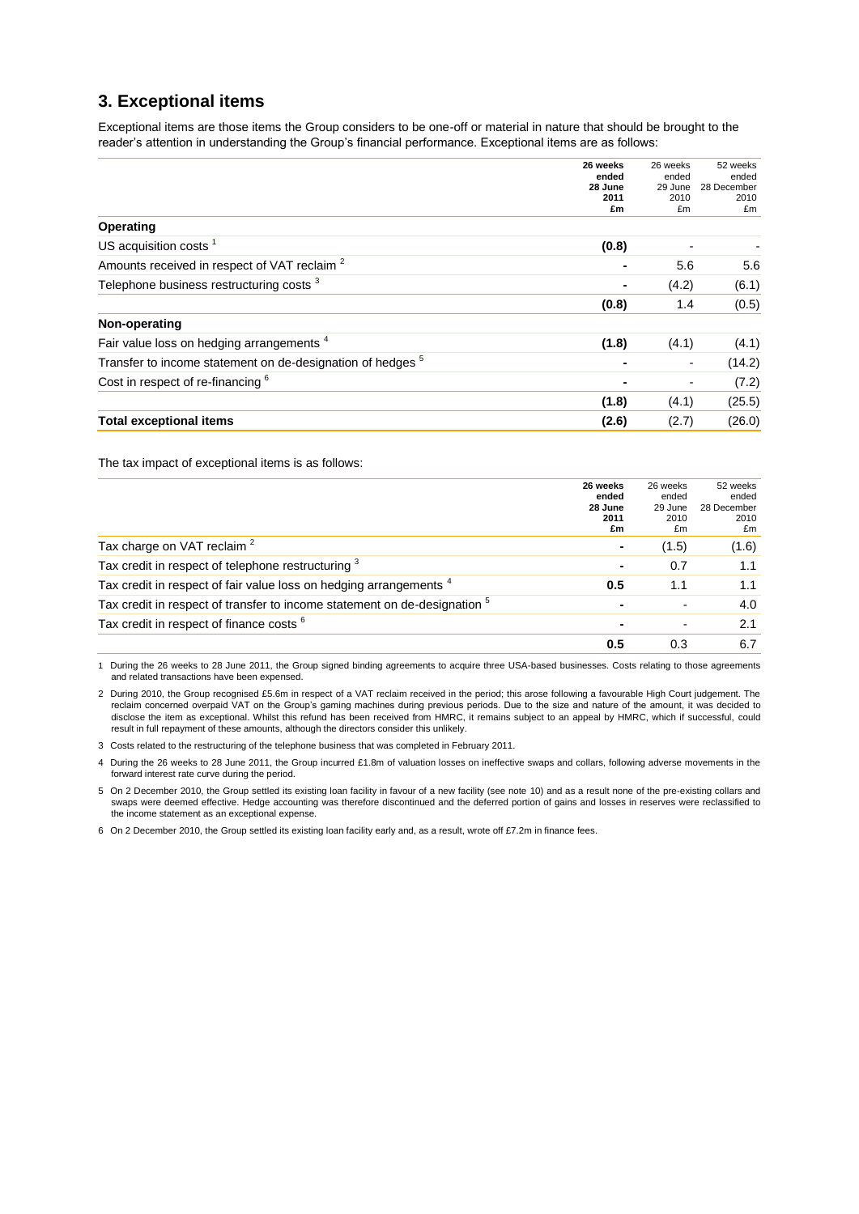## 3. Exceptional items

Exceptional items are those items the Group considers to be one-off or material in nature that should be brought to the reader's attention in understanding the Group's financial performance. Exceptional items are as follows:

| | **26 weeks ended 28 June 2011 £m** | 26 weeks ended 29 June 2010 £m | 52 weeks ended 28 December 2010 £m |
|---|---|---|---|
| **Operating** | | | |
| US acquisition costs [1] | **(0.8)** | - | - |
| Amounts received in respect of VAT reclaim [2] | **-** | 5.6 | 5.6 |
| Telephone business restructuring costs [3] | **-** | (4.2) | (6.1) |
| | **(0.8)** | 1.4 | (0.5) |
| **Non-operating** | | | |
| Fair value loss on hedging arrangements [4] | **(1.8)** | (4.1) | (4.1) |
| Transfer to income statement on de-designation of hedges [5] | **-** | - | (14.2) |
| Cost in respect of re-financing [6] | **-** | - | (7.2) |
| | **(1.8)** | (4.1) | (25.5) |
| **Total exceptional items** | **(2.6)** | (2.7) | (26.0) |

The tax impact of exceptional items is as follows:

| | **26 weeks ended 28 June 2011 £m** | 26 weeks ended 29 June 2010 £m | 52 weeks ended 28 December 2010 £m |
|---|---|---|---|
| Tax charge on VAT reclaim [2] | **-** | (1.5) | (1.6) |
| Tax credit in respect of telephone restructuring [3] | **-** | 0.7 | 1.1 |
| Tax credit in respect of fair value loss on hedging arrangements [4] | **0.5** | 1.1 | 1.1 |
| Tax credit in respect of transfer to income statement on de-designation [5] | **-** | - | 4.0 |
| Tax credit in respect of finance costs [6] | **-** | - | 2.1 |
| | **0.5** | 0.3 | 6.7 |

1 During the 26 weeks to 28 June 2011, the Group signed binding agreements to acquire three USA-based businesses. Costs relating to those agreements and related transactions have been expensed.

2 During 2010, the Group recognised £5.6m in respect of a VAT reclaim received in the period; this arose following a favourable High Court judgement. The reclaim concerned overpaid VAT on the Group's gaming machines during previous periods. Due to the size and nature of the amount, it was decided to disclose the item as exceptional. Whilst this refund has been received from HMRC, it remains subject to an appeal by HMRC, which if successful, could result in full repayment of these amounts, although the directors consider this unlikely.

3 Costs related to the restructuring of the telephone business that was completed in February 2011.

4 During the 26 weeks to 28 June 2011, the Group incurred £1.8m of valuation losses on ineffective swaps and collars, following adverse movements in the forward interest rate curve during the period.

5 On 2 December 2010, the Group settled its existing loan facility in favour of a new facility (see note 10) and as a result none of the pre-existing collars and swaps were deemed effective. Hedge accounting was therefore discontinued and the deferred portion of gains and losses in reserves were reclassified to the income statement as an exceptional expense.

6 On 2 December 2010, the Group settled its existing loan facility early and, as a result, wrote off £7.2m in finance fees.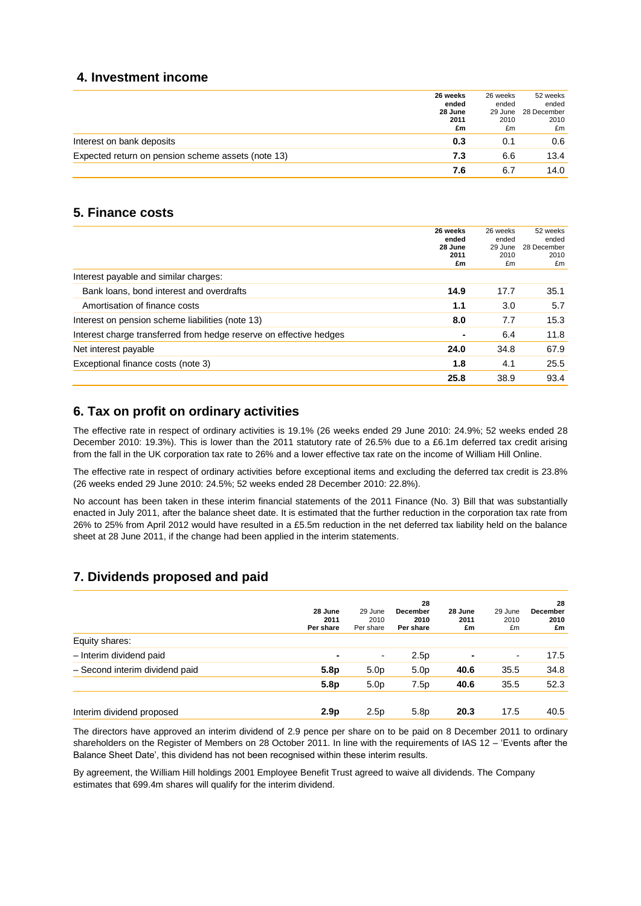## 4. Investment income

| | 26 weeks ended 28 June 2011 £m | 26 weeks ended 29 June 2010 £m | 52 weeks ended 28 December 2010 £m |
|---|---|---|---|
| Interest on bank deposits | **0.3** | 0.1 | 0.6 |
| Expected return on pension scheme assets (note 13) | **7.3** | 6.6 | 13.4 |
| | **7.6** | 6.7 | 14.0 |

## 5. Finance costs

| | 26 weeks ended 28 June 2011 £m | 26 weeks ended 29 June 2010 £m | 52 weeks ended 28 December 2010 £m |
|---|---|---|---|
| Interest payable and similar charges: | | | |
| Bank loans, bond interest and overdrafts | **14.9** | 17.7 | 35.1 |
| Amortisation of finance costs | **1.1** | 3.0 | 5.7 |
| Interest on pension scheme liabilities (note 13) | **8.0** | 7.7 | 15.3 |
| Interest charge transferred from hedge reserve on effective hedges | **-** | 6.4 | 11.8 |
| Net interest payable | **24.0** | 34.8 | 67.9 |
| Exceptional finance costs (note 3) | **1.8** | 4.1 | 25.5 |
| | **25.8** | 38.9 | 93.4 |

## 6. Tax on profit on ordinary activities

The effective rate in respect of ordinary activities is 19.1% (26 weeks ended 29 June 2010: 24.9%; 52 weeks ended 28 December 2010: 19.3%). This is lower than the 2011 statutory rate of 26.5% due to a £6.1m deferred tax credit arising from the fall in the UK corporation tax rate to 26% and a lower effective tax rate on the income of William Hill Online.

The effective rate in respect of ordinary activities before exceptional items and excluding the deferred tax credit is 23.8% (26 weeks ended 29 June 2010: 24.5%; 52 weeks ended 28 December 2010: 22.8%).

No account has been taken in these interim financial statements of the 2011 Finance (No. 3) Bill that was substantially enacted in July 2011, after the balance sheet date. It is estimated that the further reduction in the corporation tax rate from 26% to 25% from April 2012 would have resulted in a £5.5m reduction in the net deferred tax liability held on the balance sheet at 28 June 2011, if the change had been applied in the interim statements.

## 7. Dividends proposed and paid

| | 28 June 2011 Per share | 29 June 2010 Per share | 28 December 2010 Per share | 28 June 2011 £m | 29 June 2010 £m | 28 December 2010 £m |
|---|---|---|---|---|---|---|
| Equity shares: | | | | | | |
| – Interim dividend paid | **-** | - | 2.5p | **-** | - | 17.5 |
| – Second interim dividend paid | **5.8p** | 5.0p | 5.0p | **40.6** | 35.5 | 34.8 |
| | **5.8p** | 5.0p | 7.5p | **40.6** | 35.5 | 52.3 |
| Interim dividend proposed | **2.9p** | 2.5p | 5.8p | **20.3** | 17.5 | 40.5 |

The directors have approved an interim dividend of 2.9 pence per share on to be paid on 8 December 2011 to ordinary shareholders on the Register of Members on 28 October 2011. In line with the requirements of IAS 12 – 'Events after the Balance Sheet Date', this dividend has not been recognised within these interim results.

By agreement, the William Hill holdings 2001 Employee Benefit Trust agreed to waive all dividends. The Company estimates that 699.4m shares will qualify for the interim dividend.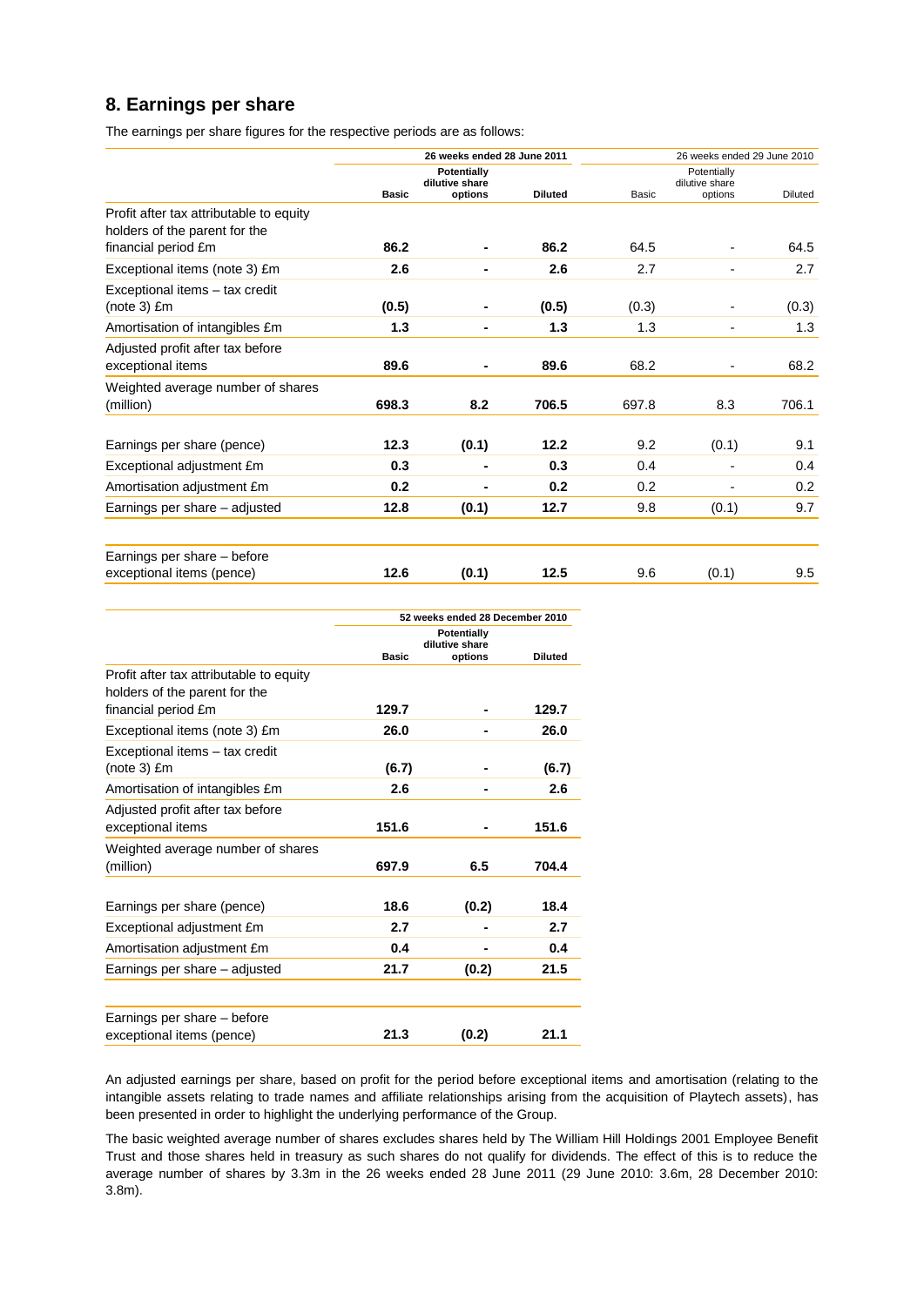## 8. Earnings per share

The earnings per share figures for the respective periods are as follows:

| | 26 weeks ended 28 June 2011 | | | 26 weeks ended 29 June 2010 | | |
|---|---|---|---|---|---|---|
| | **Basic** | **Potentially dilutive share options** | **Diluted** | Basic | Potentially dilutive share options | Diluted |
| Profit after tax attributable to equity holders of the parent for the financial period £m | **86.2** | **-** | **86.2** | 64.5 | - | 64.5 |
| Exceptional items (note 3) £m | **2.6** | **-** | **2.6** | 2.7 | - | 2.7 |
| Exceptional items – tax credit (note 3) £m | **(0.5)** | **-** | **(0.5)** | (0.3) | - | (0.3) |
| Amortisation of intangibles £m | **1.3** | **-** | **1.3** | 1.3 | - | 1.3 |
| Adjusted profit after tax before exceptional items | **89.6** | **-** | **89.6** | 68.2 | - | 68.2 |
| Weighted average number of shares (million) | **698.3** | **8.2** | **706.5** | 697.8 | 8.3 | 706.1 |
| Earnings per share (pence) | **12.3** | **(0.1)** | **12.2** | 9.2 | (0.1) | 9.1 |
| Exceptional adjustment £m | **0.3** | **-** | **0.3** | 0.4 | - | 0.4 |
| Amortisation adjustment £m | **0.2** | **-** | **0.2** | 0.2 | - | 0.2 |
| Earnings per share – adjusted | **12.8** | **(0.1)** | **12.7** | 9.8 | (0.1) | 9.7 |
| Earnings per share – before exceptional items (pence) | **12.6** | **(0.1)** | **12.5** | 9.6 | (0.1) | 9.5 |

| | 52 weeks ended 28 December 2010 | | |
|---|---|---|---|
| | **Basic** | **Potentially dilutive share options** | **Diluted** |
| Profit after tax attributable to equity holders of the parent for the financial period £m | **129.7** | **-** | **129.7** |
| Exceptional items (note 3) £m | **26.0** | **-** | **26.0** |
| Exceptional items – tax credit (note 3) £m | **(6.7)** | **-** | **(6.7)** |
| Amortisation of intangibles £m | **2.6** | **-** | **2.6** |
| Adjusted profit after tax before exceptional items | **151.6** | **-** | **151.6** |
| Weighted average number of shares (million) | **697.9** | **6.5** | **704.4** |
| Earnings per share (pence) | **18.6** | **(0.2)** | **18.4** |
| Exceptional adjustment £m | **2.7** | **-** | **2.7** |
| Amortisation adjustment £m | **0.4** | **-** | **0.4** |
| Earnings per share – adjusted | **21.7** | **(0.2)** | **21.5** |
| Earnings per share – before exceptional items (pence) | **21.3** | **(0.2)** | **21.1** |

An adjusted earnings per share, based on profit for the period before exceptional items and amortisation (relating to the intangible assets relating to trade names and affiliate relationships arising from the acquisition of Playtech assets), has been presented in order to highlight the underlying performance of the Group.

The basic weighted average number of shares excludes shares held by The William Hill Holdings 2001 Employee Benefit Trust and those shares held in treasury as such shares do not qualify for dividends. The effect of this is to reduce the average number of shares by 3.3m in the 26 weeks ended 28 June 2011 (29 June 2010: 3.6m, 28 December 2010: 3.8m).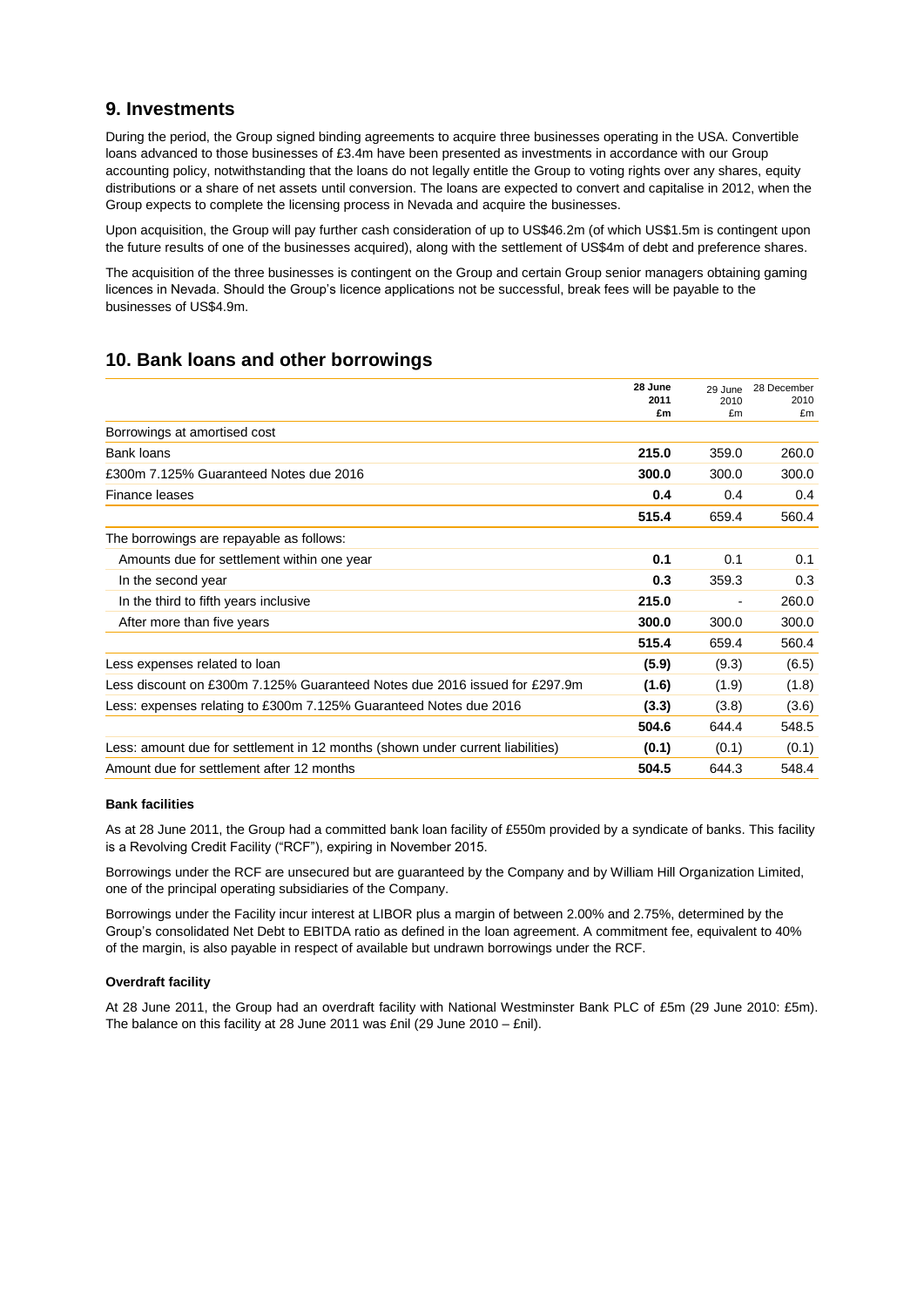## 9. Investments

During the period, the Group signed binding agreements to acquire three businesses operating in the USA. Convertible loans advanced to those businesses of £3.4m have been presented as investments in accordance with our Group accounting policy, notwithstanding that the loans do not legally entitle the Group to voting rights over any shares, equity distributions or a share of net assets until conversion. The loans are expected to convert and capitalise in 2012, when the Group expects to complete the licensing process in Nevada and acquire the businesses.

Upon acquisition, the Group will pay further cash consideration of up to US$46.2m (of which US$1.5m is contingent upon the future results of one of the businesses acquired), along with the settlement of US$4m of debt and preference shares.

The acquisition of the three businesses is contingent on the Group and certain Group senior managers obtaining gaming licences in Nevada. Should the Group's licence applications not be successful, break fees will be payable to the businesses of US$4.9m.

## 10. Bank loans and other borrowings

| | **28 June 2011 £m** | 29 June 2010 £m | 28 December 2010 £m |
|---|---|---|---|
| Borrowings at amortised cost | | | |
| Bank loans | **215.0** | 359.0 | 260.0 |
| £300m 7.125% Guaranteed Notes due 2016 | **300.0** | 300.0 | 300.0 |
| Finance leases | **0.4** | 0.4 | 0.4 |
| | **515.4** | 659.4 | 560.4 |
| The borrowings are repayable as follows: | | | |
| Amounts due for settlement within one year | **0.1** | 0.1 | 0.1 |
| In the second year | **0.3** | 359.3 | 0.3 |
| In the third to fifth years inclusive | **215.0** | - | 260.0 |
| After more than five years | **300.0** | 300.0 | 300.0 |
| | **515.4** | 659.4 | 560.4 |
| Less expenses related to loan | **(5.9)** | (9.3) | (6.5) |
| Less discount on £300m 7.125% Guaranteed Notes due 2016 issued for £297.9m | **(1.6)** | (1.9) | (1.8) |
| Less: expenses relating to £300m 7.125% Guaranteed Notes due 2016 | **(3.3)** | (3.8) | (3.6) |
| | **504.6** | 644.4 | 548.5 |
| Less: amount due for settlement in 12 months (shown under current liabilities) | **(0.1)** | (0.1) | (0.1) |
| Amount due for settlement after 12 months | **504.5** | 644.3 | 548.4 |

**Bank facilities**

As at 28 June 2011, the Group had a committed bank loan facility of £550m provided by a syndicate of banks. This facility is a Revolving Credit Facility ("RCF"), expiring in November 2015.

Borrowings under the RCF are unsecured but are guaranteed by the Company and by William Hill Organization Limited, one of the principal operating subsidiaries of the Company.

Borrowings under the Facility incur interest at LIBOR plus a margin of between 2.00% and 2.75%, determined by the Group's consolidated Net Debt to EBITDA ratio as defined in the loan agreement. A commitment fee, equivalent to 40% of the margin, is also payable in respect of available but undrawn borrowings under the RCF.

**Overdraft facility**

At 28 June 2011, the Group had an overdraft facility with National Westminster Bank PLC of £5m (29 June 2010: £5m). The balance on this facility at 28 June 2011 was £nil (29 June 2010 – £nil).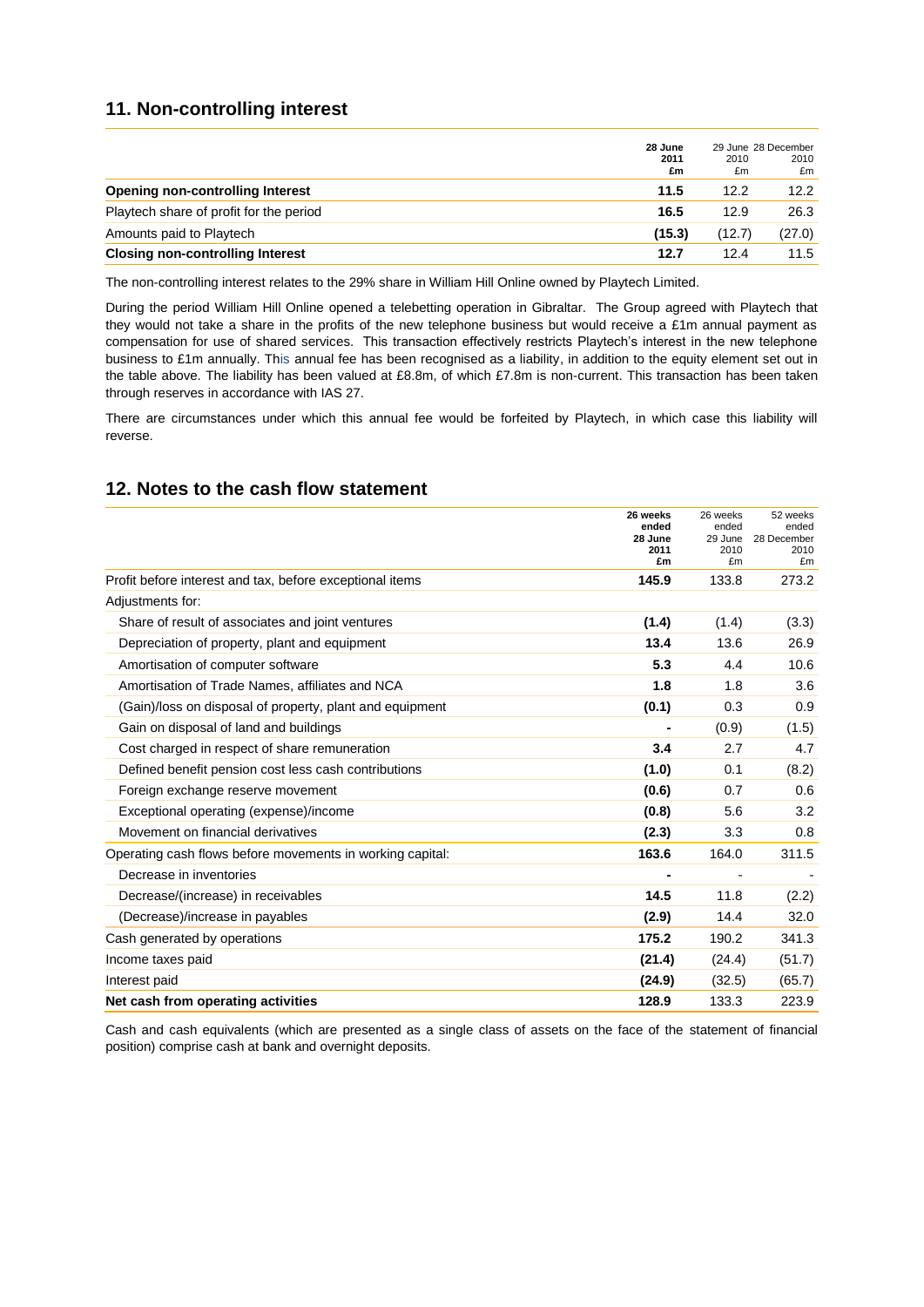## 11. Non-controlling interest

| | **28 June 2011 £m** | 29 June 2010 £m | 28 December 2010 £m |
|---|---|---|---|
| **Opening non-controlling Interest** | **11.5** | 12.2 | 12.2 |
| Playtech share of profit for the period | **16.5** | 12.9 | 26.3 |
| Amounts paid to Playtech | **(15.3)** | (12.7) | (27.0) |
| **Closing non-controlling Interest** | **12.7** | 12.4 | 11.5 |

The non-controlling interest relates to the 29% share in William Hill Online owned by Playtech Limited.

During the period William Hill Online opened a telebetting operation in Gibraltar. The Group agreed with Playtech that they would not take a share in the profits of the new telephone business but would receive a £1m annual payment as compensation for use of shared services. This transaction effectively restricts Playtech's interest in the new telephone business to £1m annually. This annual fee has been recognised as a liability, in addition to the equity element set out in the table above. The liability has been valued at £8.8m, of which £7.8m is non-current. This transaction has been taken through reserves in accordance with IAS 27.

There are circumstances under which this annual fee would be forfeited by Playtech, in which case this liability will reverse.

## 12. Notes to the cash flow statement

| | **26 weeks ended 28 June 2011 £m** | 26 weeks ended 29 June 2010 £m | 52 weeks ended 28 December 2010 £m |
|---|---|---|---|
| Profit before interest and tax, before exceptional items | **145.9** | 133.8 | 273.2 |
| Adjustments for: | | | |
| Share of result of associates and joint ventures | **(1.4)** | (1.4) | (3.3) |
| Depreciation of property, plant and equipment | **13.4** | 13.6 | 26.9 |
| Amortisation of computer software | **5.3** | 4.4 | 10.6 |
| Amortisation of Trade Names, affiliates and NCA | **1.8** | 1.8 | 3.6 |
| (Gain)/loss on disposal of property, plant and equipment | **(0.1)** | 0.3 | 0.9 |
| Gain on disposal of land and buildings | **-** | (0.9) | (1.5) |
| Cost charged in respect of share remuneration | **3.4** | 2.7 | 4.7 |
| Defined benefit pension cost less cash contributions | **(1.0)** | 0.1 | (8.2) |
| Foreign exchange reserve movement | **(0.6)** | 0.7 | 0.6 |
| Exceptional operating (expense)/income | **(0.8)** | 5.6 | 3.2 |
| Movement on financial derivatives | **(2.3)** | 3.3 | 0.8 |
| Operating cash flows before movements in working capital: | **163.6** | 164.0 | 311.5 |
| Decrease in inventories | **-** | - | - |
| Decrease/(increase) in receivables | **14.5** | 11.8 | (2.2) |
| (Decrease)/increase in payables | **(2.9)** | 14.4 | 32.0 |
| Cash generated by operations | **175.2** | 190.2 | 341.3 |
| Income taxes paid | **(21.4)** | (24.4) | (51.7) |
| Interest paid | **(24.9)** | (32.5) | (65.7) |
| **Net cash from operating activities** | **128.9** | 133.3 | 223.9 |

Cash and cash equivalents (which are presented as a single class of assets on the face of the statement of financial position) comprise cash at bank and overnight deposits.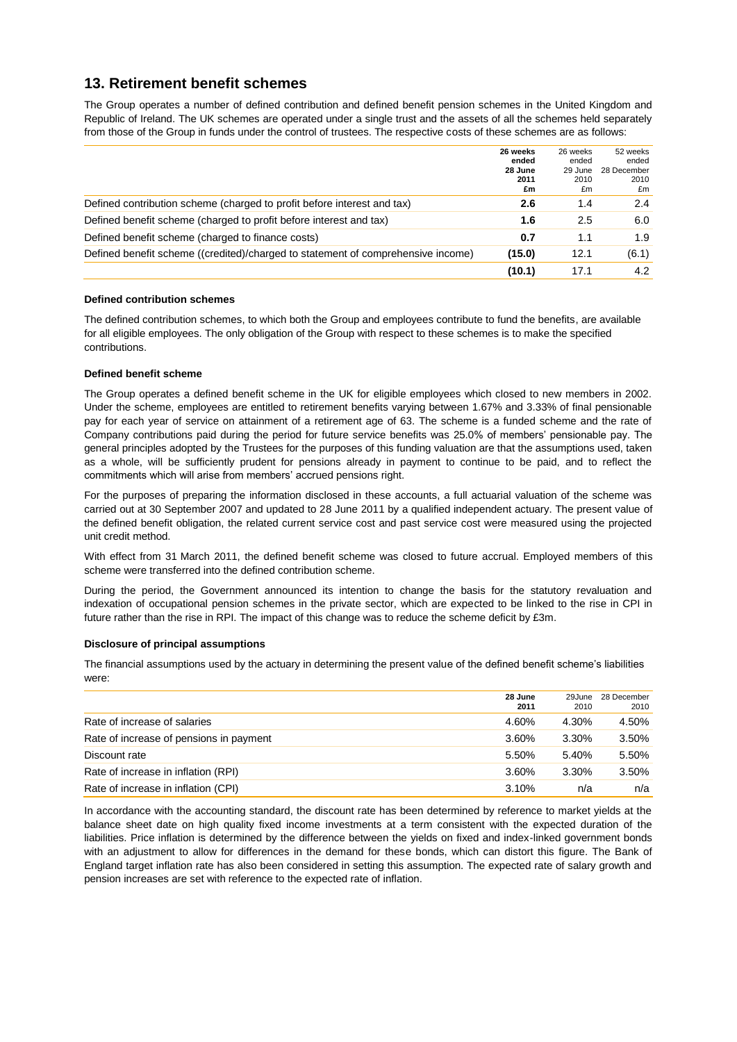## 13. Retirement benefit schemes

The Group operates a number of defined contribution and defined benefit pension schemes in the United Kingdom and Republic of Ireland. The UK schemes are operated under a single trust and the assets of all the schemes held separately from those of the Group in funds under the control of trustees. The respective costs of these schemes are as follows:

| | **26 weeks ended 28 June 2011 £m** | 26 weeks ended 29 June 2010 £m | 52 weeks ended 28 December 2010 £m |
|---|---|---|---|
| Defined contribution scheme (charged to profit before interest and tax) | **2.6** | 1.4 | 2.4 |
| Defined benefit scheme (charged to profit before interest and tax) | **1.6** | 2.5 | 6.0 |
| Defined benefit scheme (charged to finance costs) | **0.7** | 1.1 | 1.9 |
| Defined benefit scheme ((credited)/charged to statement of comprehensive income) | **(15.0)** | 12.1 | (6.1) |
| | **(10.1)** | 17.1 | 4.2 |

**Defined contribution schemes**

The defined contribution schemes, to which both the Group and employees contribute to fund the benefits, are available for all eligible employees. The only obligation of the Group with respect to these schemes is to make the specified contributions.

**Defined benefit scheme**

The Group operates a defined benefit scheme in the UK for eligible employees which closed to new members in 2002. Under the scheme, employees are entitled to retirement benefits varying between 1.67% and 3.33% of final pensionable pay for each year of service on attainment of a retirement age of 63. The scheme is a funded scheme and the rate of Company contributions paid during the period for future service benefits was 25.0% of members' pensionable pay. The general principles adopted by the Trustees for the purposes of this funding valuation are that the assumptions used, taken as a whole, will be sufficiently prudent for pensions already in payment to continue to be paid, and to reflect the commitments which will arise from members' accrued pensions right.

For the purposes of preparing the information disclosed in these accounts, a full actuarial valuation of the scheme was carried out at 30 September 2007 and updated to 28 June 2011 by a qualified independent actuary. The present value of the defined benefit obligation, the related current service cost and past service cost were measured using the projected unit credit method.

With effect from 31 March 2011, the defined benefit scheme was closed to future accrual. Employed members of this scheme were transferred into the defined contribution scheme.

During the period, the Government announced its intention to change the basis for the statutory revaluation and indexation of occupational pension schemes in the private sector, which are expected to be linked to the rise in CPI in future rather than the rise in RPI. The impact of this change was to reduce the scheme deficit by £3m.

**Disclosure of principal assumptions**

The financial assumptions used by the actuary in determining the present value of the defined benefit scheme's liabilities were:

| | **28 June 2011** | 29June 2010 | 28 December 2010 |
|---|---|---|---|
| Rate of increase of salaries | 4.60% | 4.30% | 4.50% |
| Rate of increase of pensions in payment | 3.60% | 3.30% | 3.50% |
| Discount rate | 5.50% | 5.40% | 5.50% |
| Rate of increase in inflation (RPI) | 3.60% | 3.30% | 3.50% |
| Rate of increase in inflation (CPI) | 3.10% | n/a | n/a |

In accordance with the accounting standard, the discount rate has been determined by reference to market yields at the balance sheet date on high quality fixed income investments at a term consistent with the expected duration of the liabilities. Price inflation is determined by the difference between the yields on fixed and index-linked government bonds with an adjustment to allow for differences in the demand for these bonds, which can distort this figure. The Bank of England target inflation rate has also been considered in setting this assumption. The expected rate of salary growth and pension increases are set with reference to the expected rate of inflation.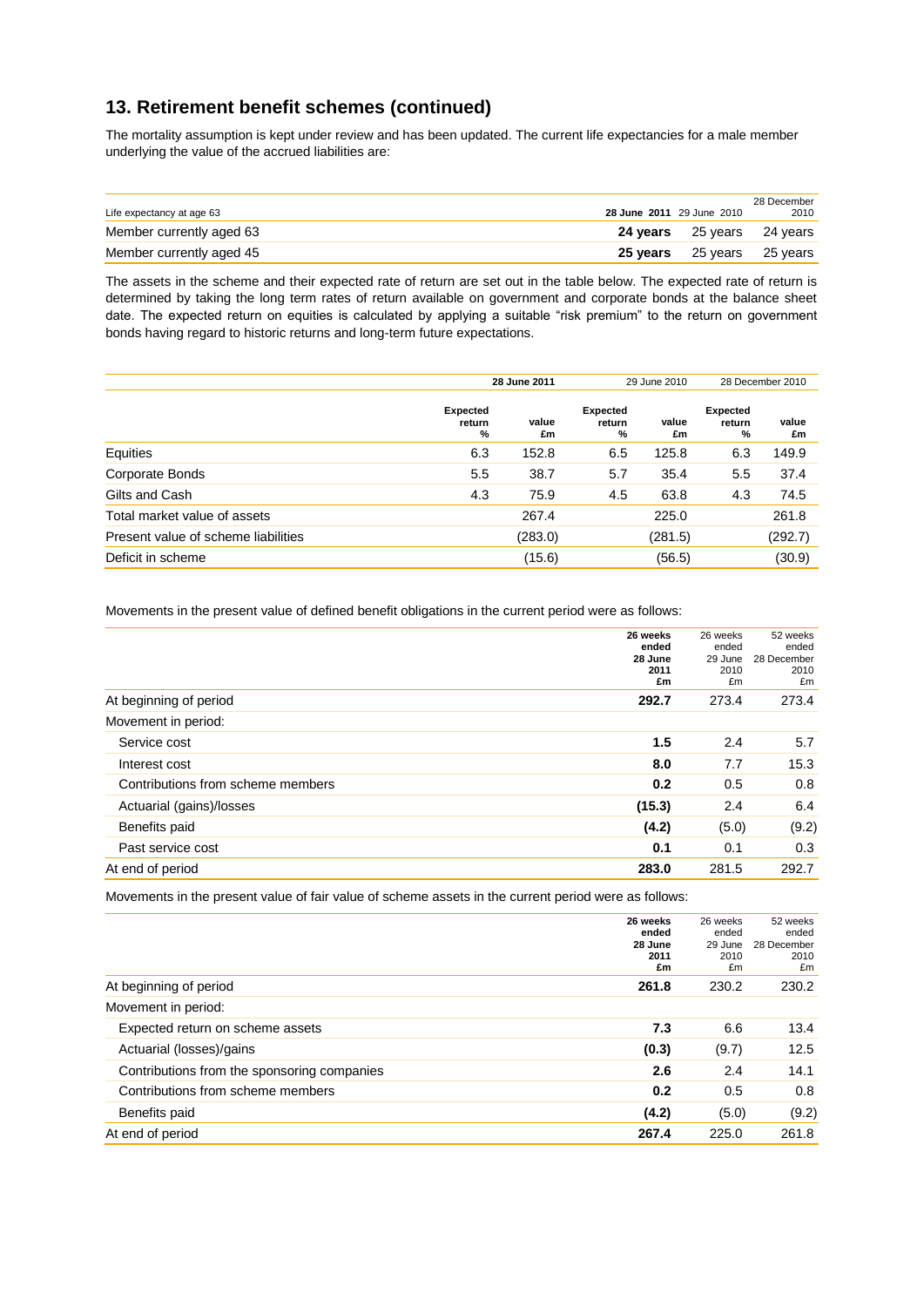## 13. Retirement benefit schemes (continued)

The mortality assumption is kept under review and has been updated. The current life expectancies for a male member underlying the value of the accrued liabilities are:

| Life expectancy at age 63 | **28 June 2011** | 29 June 2010 | 28 December 2010 |
|---|---|---|---|
| Member currently aged 63 | **24 years** | 25 years | 24 years |
| Member currently aged 45 | **25 years** | 25 years | 25 years |

The assets in the scheme and their expected rate of return are set out in the table below. The expected rate of return is determined by taking the long term rates of return available on government and corporate bonds at the balance sheet date. The expected return on equities is calculated by applying a suitable "risk premium" to the return on government bonds having regard to historic returns and long-term future expectations.

| | **28 June 2011** | | 29 June 2010 | | 28 December 2010 | |
|---|---|---|---|---|---|---|
| | **Expected return %** | **value £m** | **Expected return %** | **value £m** | **Expected return %** | **value £m** |
| Equities | 6.3 | 152.8 | 6.5 | 125.8 | 6.3 | 149.9 |
| Corporate Bonds | 5.5 | 38.7 | 5.7 | 35.4 | 5.5 | 37.4 |
| Gilts and Cash | 4.3 | 75.9 | 4.5 | 63.8 | 4.3 | 74.5 |
| Total market value of assets | | 267.4 | | 225.0 | | 261.8 |
| Present value of scheme liabilities | | (283.0) | | (281.5) | | (292.7) |
| Deficit in scheme | | (15.6) | | (56.5) | | (30.9) |

Movements in the present value of defined benefit obligations in the current period were as follows:

| | **26 weeks ended 28 June 2011 £m** | 26 weeks ended 29 June 2010 £m | 52 weeks ended 28 December 2010 £m |
|---|---|---|---|
| At beginning of period | **292.7** | 273.4 | 273.4 |
| Movement in period: | | | |
| Service cost | **1.5** | 2.4 | 5.7 |
| Interest cost | **8.0** | 7.7 | 15.3 |
| Contributions from scheme members | **0.2** | 0.5 | 0.8 |
| Actuarial (gains)/losses | **(15.3)** | 2.4 | 6.4 |
| Benefits paid | **(4.2)** | (5.0) | (9.2) |
| Past service cost | **0.1** | 0.1 | 0.3 |
| At end of period | **283.0** | 281.5 | 292.7 |

Movements in the present value of fair value of scheme assets in the current period were as follows:

| | **26 weeks ended 28 June 2011 £m** | 26 weeks ended 29 June 2010 £m | 52 weeks ended 28 December 2010 £m |
|---|---|---|---|
| At beginning of period | **261.8** | 230.2 | 230.2 |
| Movement in period: | | | |
| Expected return on scheme assets | **7.3** | 6.6 | 13.4 |
| Actuarial (losses)/gains | **(0.3)** | (9.7) | 12.5 |
| Contributions from the sponsoring companies | **2.6** | 2.4 | 14.1 |
| Contributions from scheme members | **0.2** | 0.5 | 0.8 |
| Benefits paid | **(4.2)** | (5.0) | (9.2) |
| At end of period | **267.4** | 225.0 | 261.8 |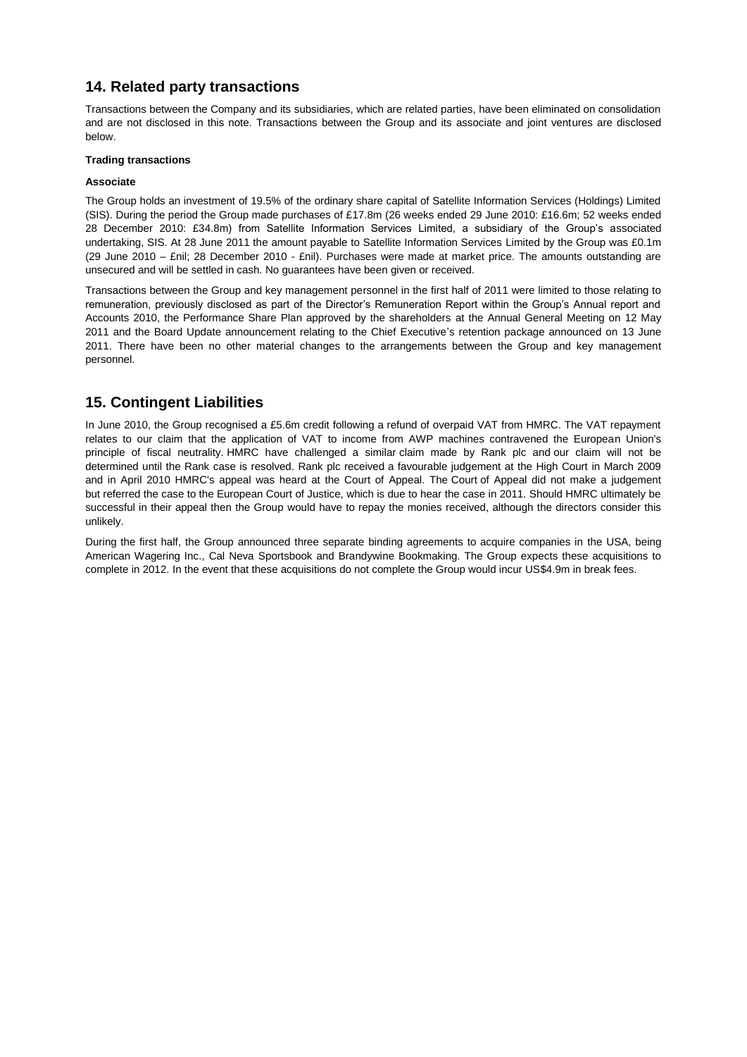## 14. Related party transactions

Transactions between the Company and its subsidiaries, which are related parties, have been eliminated on consolidation and are not disclosed in this note. Transactions between the Group and its associate and joint ventures are disclosed below.

**Trading transactions**

**Associate**

The Group holds an investment of 19.5% of the ordinary share capital of Satellite Information Services (Holdings) Limited (SIS). During the period the Group made purchases of £17.8m (26 weeks ended 29 June 2010: £16.6m; 52 weeks ended 28 December 2010: £34.8m) from Satellite Information Services Limited, a subsidiary of the Group's associated undertaking, SIS. At 28 June 2011 the amount payable to Satellite Information Services Limited by the Group was £0.1m (29 June 2010 – £nil; 28 December 2010 - £nil). Purchases were made at market price. The amounts outstanding are unsecured and will be settled in cash. No guarantees have been given or received.

Transactions between the Group and key management personnel in the first half of 2011 were limited to those relating to remuneration, previously disclosed as part of the Director's Remuneration Report within the Group's Annual report and Accounts 2010, the Performance Share Plan approved by the shareholders at the Annual General Meeting on 12 May 2011 and the Board Update announcement relating to the Chief Executive's retention package announced on 13 June 2011. There have been no other material changes to the arrangements between the Group and key management personnel.

## 15. Contingent Liabilities

In June 2010, the Group recognised a £5.6m credit following a refund of overpaid VAT from HMRC. The VAT repayment relates to our claim that the application of VAT to income from AWP machines contravened the European Union's principle of fiscal neutrality. HMRC have challenged a similar claim made by Rank plc and our claim will not be determined until the Rank case is resolved. Rank plc received a favourable judgement at the High Court in March 2009 and in April 2010 HMRC's appeal was heard at the Court of Appeal. The Court of Appeal did not make a judgement but referred the case to the European Court of Justice, which is due to hear the case in 2011. Should HMRC ultimately be successful in their appeal then the Group would have to repay the monies received, although the directors consider this unlikely.

During the first half, the Group announced three separate binding agreements to acquire companies in the USA, being American Wagering Inc., Cal Neva Sportsbook and Brandywine Bookmaking. The Group expects these acquisitions to complete in 2012. In the event that these acquisitions do not complete the Group would incur US$4.9m in break fees.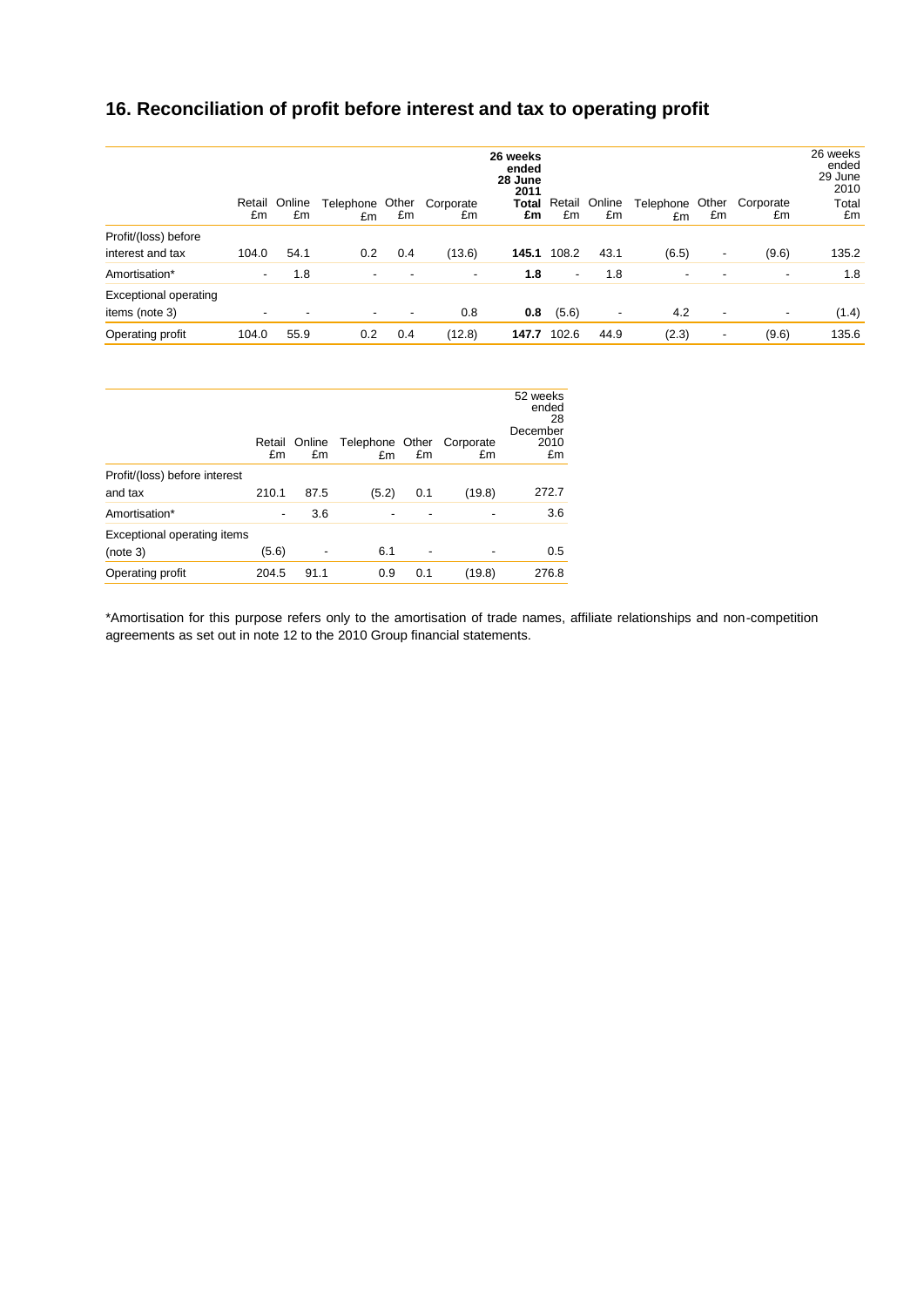## 16. Reconciliation of profit before interest and tax to operating profit

| | Retail £m | Online £m | Telephone £m | Other £m | Corporate £m | **26 weeks ended 28 June 2011 Total £m** | Retail £m | Online £m | Telephone £m | Other £m | Corporate £m | 26 weeks ended 29 June 2010 Total £m |
|---|---|---|---|---|---|---|---|---|---|---|---|---|
| Profit/(loss) before interest and tax | 104.0 | 54.1 | 0.2 | 0.4 | (13.6) | **145.1** | 108.2 | 43.1 | (6.5) | - | (9.6) | 135.2 |
| Amortisation* | - | 1.8 | - | - | - | **1.8** | - | 1.8 | - | - | - | 1.8 |
| Exceptional operating items (note 3) | - | - | - | - | 0.8 | **0.8** | (5.6) | - | 4.2 | - | - | (1.4) |
| Operating profit | 104.0 | 55.9 | 0.2 | 0.4 | (12.8) | **147.7** | 102.6 | 44.9 | (2.3) | - | (9.6) | 135.6 |

| | Retail £m | Online £m | Telephone £m | Other £m | Corporate £m | 52 weeks ended 28 December 2010 £m |
|---|---|---|---|---|---|---|
| Profit/(loss) before interest and tax | 210.1 | 87.5 | (5.2) | 0.1 | (19.8) | 272.7 |
| Amortisation* | - | 3.6 | - | - | - | 3.6 |
| Exceptional operating items (note 3) | (5.6) | - | 6.1 | - | - | 0.5 |
| Operating profit | 204.5 | 91.1 | 0.9 | 0.1 | (19.8) | 276.8 |

*Amortisation for this purpose refers only to the amortisation of trade names, affiliate relationships and non-competition agreements as set out in note 12 to the 2010 Group financial statements.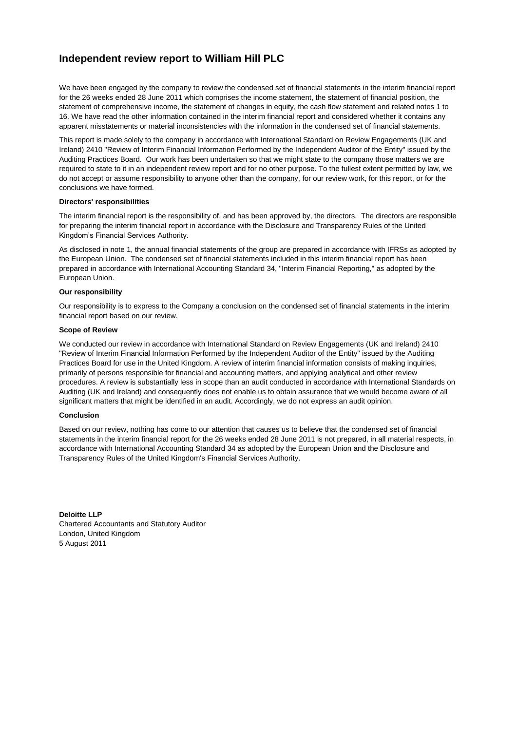# Independent review report to William Hill PLC

We have been engaged by the company to review the condensed set of financial statements in the interim financial report for the 26 weeks ended 28 June 2011 which comprises the income statement, the statement of financial position, the statement of comprehensive income, the statement of changes in equity, the cash flow statement and related notes 1 to 16. We have read the other information contained in the interim financial report and considered whether it contains any apparent misstatements or material inconsistencies with the information in the condensed set of financial statements.

This report is made solely to the company in accordance with International Standard on Review Engagements (UK and Ireland) 2410 "Review of Interim Financial Information Performed by the Independent Auditor of the Entity" issued by the Auditing Practices Board. Our work has been undertaken so that we might state to the company those matters we are required to state to it in an independent review report and for no other purpose. To the fullest extent permitted by law, we do not accept or assume responsibility to anyone other than the company, for our review work, for this report, or for the conclusions we have formed.

**Directors' responsibilities**

The interim financial report is the responsibility of, and has been approved by, the directors. The directors are responsible for preparing the interim financial report in accordance with the Disclosure and Transparency Rules of the United Kingdom's Financial Services Authority.

As disclosed in note 1, the annual financial statements of the group are prepared in accordance with IFRSs as adopted by the European Union. The condensed set of financial statements included in this interim financial report has been prepared in accordance with International Accounting Standard 34, "Interim Financial Reporting," as adopted by the European Union.

**Our responsibility**

Our responsibility is to express to the Company a conclusion on the condensed set of financial statements in the interim financial report based on our review.

**Scope of Review**

We conducted our review in accordance with International Standard on Review Engagements (UK and Ireland) 2410 "Review of Interim Financial Information Performed by the Independent Auditor of the Entity" issued by the Auditing Practices Board for use in the United Kingdom. A review of interim financial information consists of making inquiries, primarily of persons responsible for financial and accounting matters, and applying analytical and other review procedures. A review is substantially less in scope than an audit conducted in accordance with International Standards on Auditing (UK and Ireland) and consequently does not enable us to obtain assurance that we would become aware of all significant matters that might be identified in an audit. Accordingly, we do not express an audit opinion.

**Conclusion**

Based on our review, nothing has come to our attention that causes us to believe that the condensed set of financial statements in the interim financial report for the 26 weeks ended 28 June 2011 is not prepared, in all material respects, in accordance with International Accounting Standard 34 as adopted by the European Union and the Disclosure and Transparency Rules of the United Kingdom's Financial Services Authority.

**Deloitte LLP**
Chartered Accountants and Statutory Auditor
London, United Kingdom
5 August 2011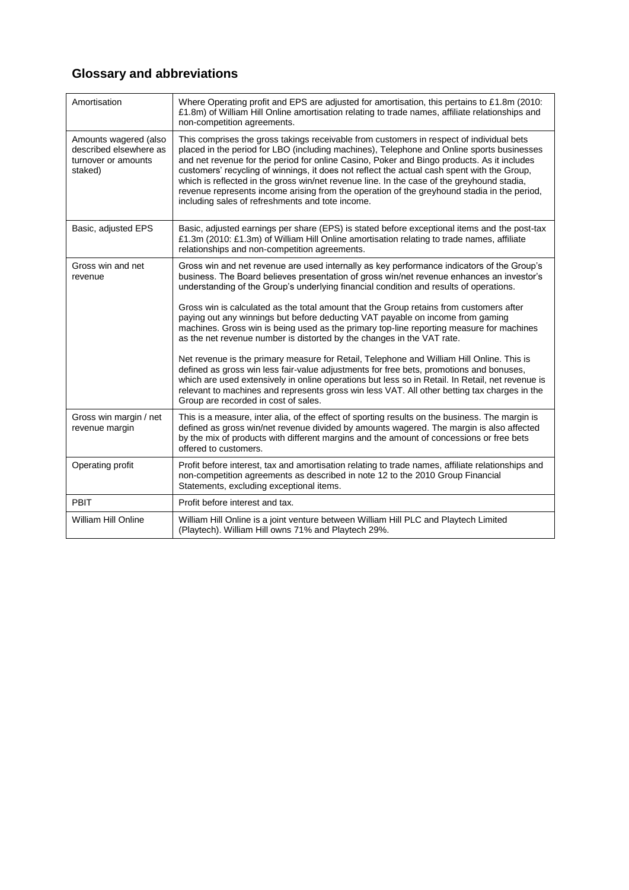## Glossary and abbreviations

| | |
|---|---|
| Amortisation | Where Operating profit and EPS are adjusted for amortisation, this pertains to £1.8m (2010: £1.8m) of William Hill Online amortisation relating to trade names, affiliate relationships and non-competition agreements. |
| Amounts wagered (also described elsewhere as turnover or amounts staked) | This comprises the gross takings receivable from customers in respect of individual bets placed in the period for LBO (including machines), Telephone and Online sports businesses and net revenue for the period for online Casino, Poker and Bingo products. As it includes customers' recycling of winnings, it does not reflect the actual cash spent with the Group, which is reflected in the gross win/net revenue line. In the case of the greyhound stadia, revenue represents income arising from the operation of the greyhound stadia in the period, including sales of refreshments and tote income. |
| Basic, adjusted EPS | Basic, adjusted earnings per share (EPS) is stated before exceptional items and the post-tax £1.3m (2010: £1.3m) of William Hill Online amortisation relating to trade names, affiliate relationships and non-competition agreements. |
| Gross win and net revenue | Gross win and net revenue are used internally as key performance indicators of the Group's business. The Board believes presentation of gross win/net revenue enhances an investor's understanding of the Group's underlying financial condition and results of operations.<br><br>Gross win is calculated as the total amount that the Group retains from customers after paying out any winnings but before deducting VAT payable on income from gaming machines. Gross win is being used as the primary top-line reporting measure for machines as the net revenue number is distorted by the changes in the VAT rate.<br><br>Net revenue is the primary measure for Retail, Telephone and William Hill Online. This is defined as gross win less fair-value adjustments for free bets, promotions and bonuses, which are used extensively in online operations but less so in Retail. In Retail, net revenue is relevant to machines and represents gross win less VAT. All other betting tax charges in the Group are recorded in cost of sales. |
| Gross win margin / net revenue margin | This is a measure, inter alia, of the effect of sporting results on the business. The margin is defined as gross win/net revenue divided by amounts wagered. The margin is also affected by the mix of products with different margins and the amount of concessions or free bets offered to customers. |
| Operating profit | Profit before interest, tax and amortisation relating to trade names, affiliate relationships and non-competition agreements as described in note 12 to the 2010 Group Financial Statements, excluding exceptional items. |
| PBIT | Profit before interest and tax. |
| William Hill Online | William Hill Online is a joint venture between William Hill PLC and Playtech Limited (Playtech). William Hill owns 71% and Playtech 29%. |